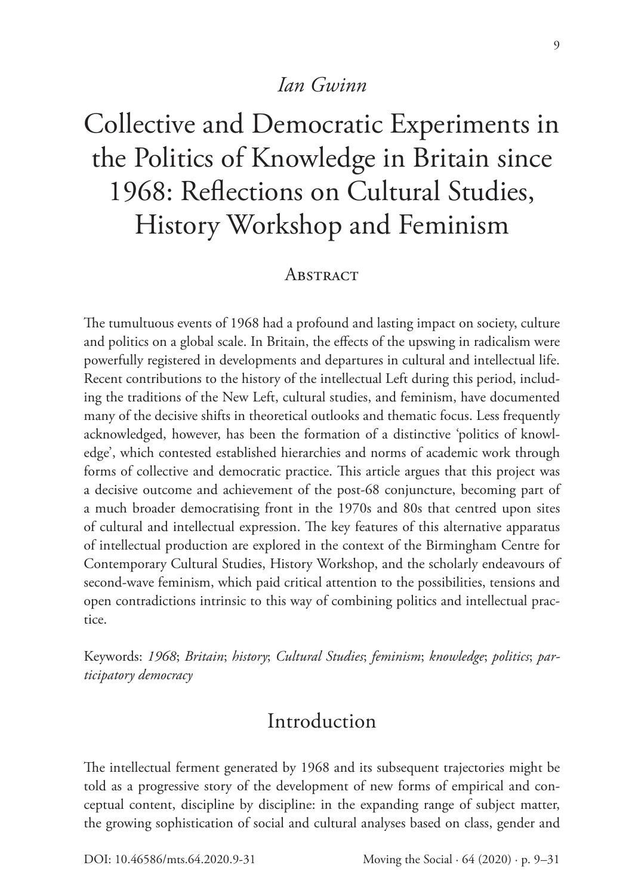*Ian Gwinn*

# Collective and Democratic Experiments in the Politics of Knowledge in Britain since 1968: Reflections on Cultural Studies, History Workshop and Feminism

## Abstract

The tumultuous events of 1968 had a profound and lasting impact on society, culture and politics on a global scale. In Britain, the effects of the upswing in radicalism were powerfully registered in developments and departures in cultural and intellectual life. Recent contributions to the history of the intellectual Left during this period, including the traditions of the New Left, cultural studies, and feminism, have documented many of the decisive shifts in theoretical outlooks and thematic focus. Less frequently acknowledged, however, has been the formation of a distinctive 'politics of knowledge', which contested established hierarchies and norms of academic work through forms of collective and democratic practice. This article argues that this project was a decisive outcome and achievement of the post-68 conjuncture, becoming part of a much broader democratising front in the 1970s and 80s that centred upon sites of cultural and intellectual expression. The key features of this alternative apparatus of intellectual production are explored in the context of the Birmingham Centre for Contemporary Cultural Studies, History Workshop, and the scholarly endeavours of second-wave feminism, which paid critical attention to the possibilities, tensions and open contradictions intrinsic to this way of combining politics and intellectual practice.

Keywords: *1968*; *Britain*; *history*; *Cultural Studies*; *feminism*; *knowledge*; *politics*; *participatory democracy*

## Introduction

The intellectual ferment generated by 1968 and its subsequent trajectories might be told as a progressive story of the development of new forms of empirical and conceptual content, discipline by discipline: in the expanding range of subject matter, the growing sophistication of social and cultural analyses based on class, gender and

DOI: 10.46586/mts.64.2020.9-31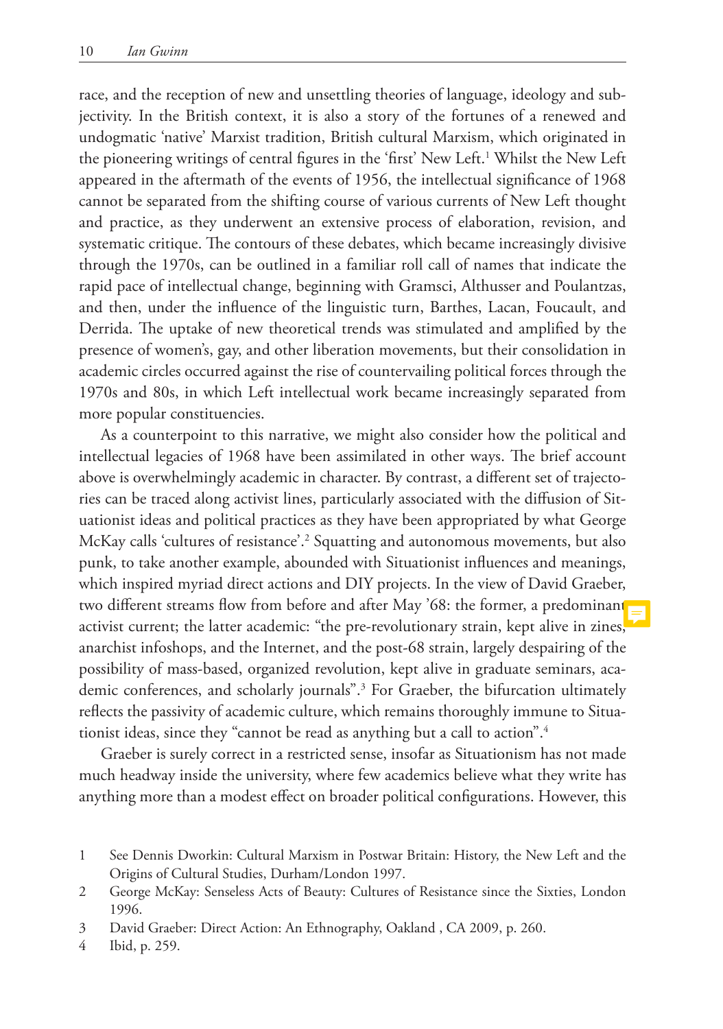race, and the reception of new and unsettling theories of language, ideology and subjectivity. In the British context, it is also a story of the fortunes of a renewed and undogmatic 'native' Marxist tradition, British cultural Marxism, which originated in the pioneering writings of central figures in the 'first' New Left.[1] Whilst the New Left appeared in the aftermath of the events of 1956, the intellectual significance of 1968 cannot be separated from the shifting course of various currents of New Left thought and practice, as they underwent an extensive process of elaboration, revision, and systematic critique. The contours of these debates, which became increasingly divisive through the 1970s, can be outlined in a familiar roll call of names that indicate the rapid pace of intellectual change, beginning with Gramsci, Althusser and Poulantzas, and then, under the influence of the linguistic turn, Barthes, Lacan, Foucault, and Derrida. The uptake of new theoretical trends was stimulated and amplified by the presence of women's, gay, and other liberation movements, but their consolidation in academic circles occurred against the rise of countervailing political forces through the 1970s and 80s, in which Left intellectual work became increasingly separated from more popular constituencies.

As a counterpoint to this narrative, we might also consider how the political and intellectual legacies of 1968 have been assimilated in other ways. The brief account above is overwhelmingly academic in character. By contrast, a different set of trajectories can be traced along activist lines, particularly associated with the diffusion of Situationist ideas and political practices as they have been appropriated by what George McKay calls 'cultures of resistance'.[2] Squatting and autonomous movements, but also punk, to take another example, abounded with Situationist influences and meanings, which inspired myriad direct actions and DIY projects. In the view of David Graeber, two different streams flow from before and after May '68: the former, a predominant activist current; the latter academic: "the pre-revolutionary strain, kept alive in zines, anarchist infoshops, and the Internet, and the post-68 strain, largely despairing of the possibility of mass-based, organized revolution, kept alive in graduate seminars, academic conferences, and scholarly journals".[3] For Graeber, the bifurcation ultimately reflects the passivity of academic culture, which remains thoroughly immune to Situationist ideas, since they "cannot be read as anything but a call to action".[4]

Graeber is surely correct in a restricted sense, insofar as Situationism has not made much headway inside the university, where few academics believe what they write has anything more than a modest effect on broader political configurations. However, this

1 See Dennis Dworkin: Cultural Marxism in Postwar Britain: History, the New Left and the Origins of Cultural Studies, Durham/London 1997.

2 George McKay: Senseless Acts of Beauty: Cultures of Resistance since the Sixties, London 1996.

3 David Graeber: Direct Action: An Ethnography, Oakland , CA 2009, p. 260.

4 Ibid, p. 259.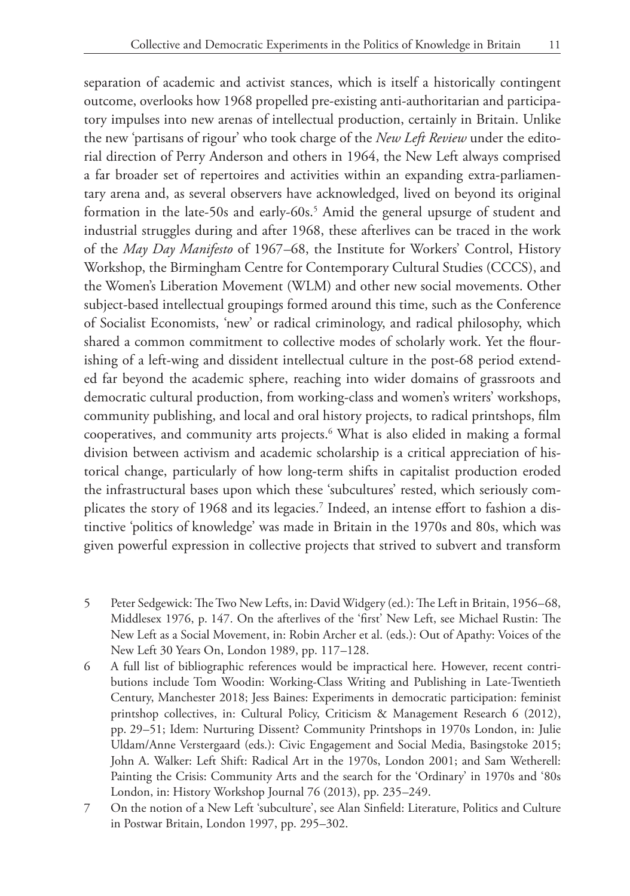separation of academic and activist stances, which is itself a historically contingent outcome, overlooks how 1968 propelled pre-existing anti-authoritarian and participatory impulses into new arenas of intellectual production, certainly in Britain. Unlike the new 'partisans of rigour' who took charge of the *New Left Review* under the editorial direction of Perry Anderson and others in 1964, the New Left always comprised a far broader set of repertoires and activities within an expanding extra-parliamentary arena and, as several observers have acknowledged, lived on beyond its original formation in the late-50s and early-60s.[5] Amid the general upsurge of student and industrial struggles during and after 1968, these afterlives can be traced in the work of the *May Day Manifesto* of 1967–68, the Institute for Workers' Control, History Workshop, the Birmingham Centre for Contemporary Cultural Studies (CCCS), and the Women's Liberation Movement (WLM) and other new social movements. Other subject-based intellectual groupings formed around this time, such as the Conference of Socialist Economists, 'new' or radical criminology, and radical philosophy, which shared a common commitment to collective modes of scholarly work. Yet the flourishing of a left-wing and dissident intellectual culture in the post-68 period extended far beyond the academic sphere, reaching into wider domains of grassroots and democratic cultural production, from working-class and women's writers' workshops, community publishing, and local and oral history projects, to radical printshops, film cooperatives, and community arts projects.[6] What is also elided in making a formal division between activism and academic scholarship is a critical appreciation of historical change, particularly of how long-term shifts in capitalist production eroded the infrastructural bases upon which these 'subcultures' rested, which seriously complicates the story of 1968 and its legacies.[7] Indeed, an intense effort to fashion a distinctive 'politics of knowledge' was made in Britain in the 1970s and 80s, which was given powerful expression in collective projects that strived to subvert and transform

5 Peter Sedgewick: The Two New Lefts, in: David Widgery (ed.): The Left in Britain, 1956–68, Middlesex 1976, p. 147. On the afterlives of the 'first' New Left, see Michael Rustin: The New Left as a Social Movement, in: Robin Archer et al. (eds.): Out of Apathy: Voices of the New Left 30 Years On, London 1989, pp. 117–128.

6 A full list of bibliographic references would be impractical here. However, recent contributions include Tom Woodin: Working-Class Writing and Publishing in Late-Twentieth Century, Manchester 2018; Jess Baines: Experiments in democratic participation: feminist printshop collectives, in: Cultural Policy, Criticism & Management Research 6 (2012), pp. 29–51; Idem: Nurturing Dissent? Community Printshops in 1970s London, in: Julie Uldam/Anne Verstergaard (eds.): Civic Engagement and Social Media, Basingstoke 2015; John A. Walker: Left Shift: Radical Art in the 1970s, London 2001; and Sam Wetherell: Painting the Crisis: Community Arts and the search for the 'Ordinary' in 1970s and '80s London, in: History Workshop Journal 76 (2013), pp. 235–249.

7 On the notion of a New Left 'subculture', see Alan Sinfield: Literature, Politics and Culture in Postwar Britain, London 1997, pp. 295–302.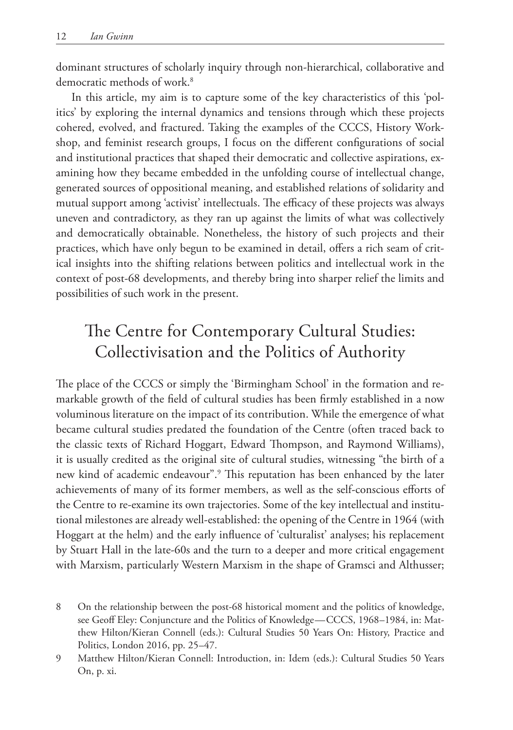dominant structures of scholarly inquiry through non-hierarchical, collaborative and democratic methods of work.[8]

In this article, my aim is to capture some of the key characteristics of this 'politics' by exploring the internal dynamics and tensions through which these projects cohered, evolved, and fractured. Taking the examples of the CCCS, History Workshop, and feminist research groups, I focus on the different configurations of social and institutional practices that shaped their democratic and collective aspirations, examining how they became embedded in the unfolding course of intellectual change, generated sources of oppositional meaning, and established relations of solidarity and mutual support among 'activist' intellectuals. The efficacy of these projects was always uneven and contradictory, as they ran up against the limits of what was collectively and democratically obtainable. Nonetheless, the history of such projects and their practices, which have only begun to be examined in detail, offers a rich seam of critical insights into the shifting relations between politics and intellectual work in the context of post-68 developments, and thereby bring into sharper relief the limits and possibilities of such work in the present.

## The Centre for Contemporary Cultural Studies: Collectivisation and the Politics of Authority

The place of the CCCS or simply the 'Birmingham School' in the formation and remarkable growth of the field of cultural studies has been firmly established in a now voluminous literature on the impact of its contribution. While the emergence of what became cultural studies predated the foundation of the Centre (often traced back to the classic texts of Richard Hoggart, Edward Thompson, and Raymond Williams), it is usually credited as the original site of cultural studies, witnessing "the birth of a new kind of academic endeavour".[9] This reputation has been enhanced by the later achievements of many of its former members, as well as the self-conscious efforts of the Centre to re-examine its own trajectories. Some of the key intellectual and institutional milestones are already well-established: the opening of the Centre in 1964 (with Hoggart at the helm) and the early influence of 'culturalist' analyses; his replacement by Stuart Hall in the late-60s and the turn to a deeper and more critical engagement with Marxism, particularly Western Marxism in the shape of Gramsci and Althusser;

8 On the relationship between the post-68 historical moment and the politics of knowledge, see Geoff Eley: Conjuncture and the Politics of Knowledge—CCCS, 1968–1984, in: Matthew Hilton/Kieran Connell (eds.): Cultural Studies 50 Years On: History, Practice and Politics, London 2016, pp. 25–47.

9 Matthew Hilton/Kieran Connell: Introduction, in: Idem (eds.): Cultural Studies 50 Years On, p. xi.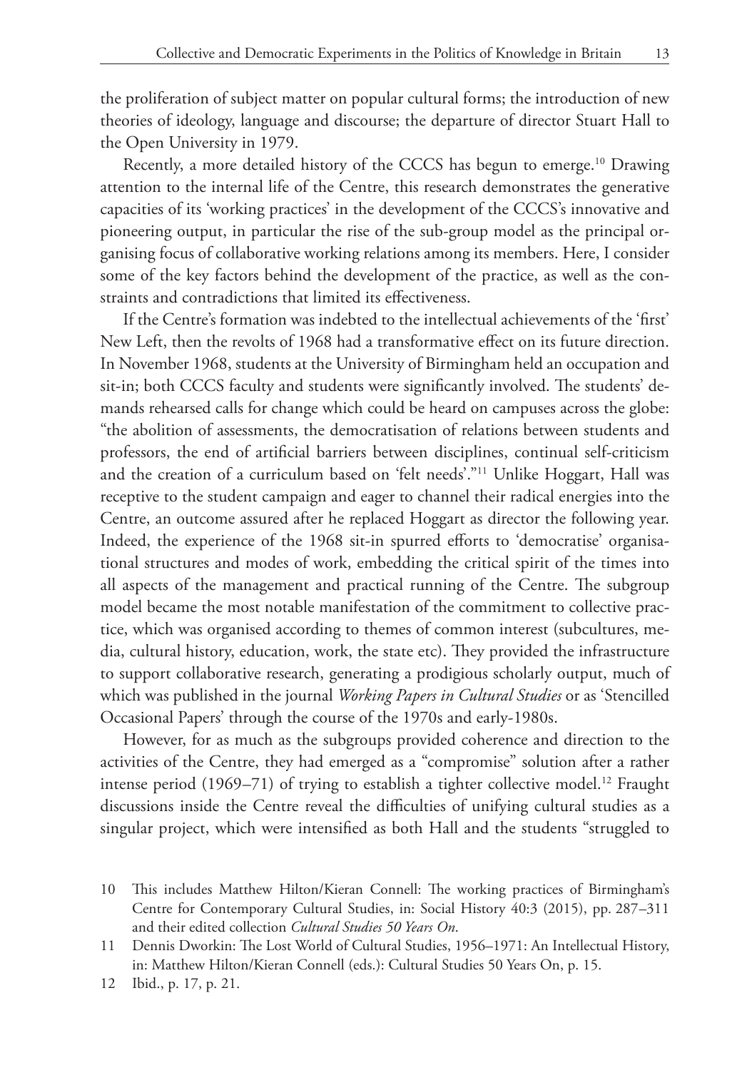the proliferation of subject matter on popular cultural forms; the introduction of new theories of ideology, language and discourse; the departure of director Stuart Hall to the Open University in 1979.

Recently, a more detailed history of the CCCS has begun to emerge.[10] Drawing attention to the internal life of the Centre, this research demonstrates the generative capacities of its 'working practices' in the development of the CCCS's innovative and pioneering output, in particular the rise of the sub-group model as the principal organising focus of collaborative working relations among its members. Here, I consider some of the key factors behind the development of the practice, as well as the constraints and contradictions that limited its effectiveness.

If the Centre's formation was indebted to the intellectual achievements of the 'first' New Left, then the revolts of 1968 had a transformative effect on its future direction. In November 1968, students at the University of Birmingham held an occupation and sit-in; both CCCS faculty and students were significantly involved. The students' demands rehearsed calls for change which could be heard on campuses across the globe: "the abolition of assessments, the democratisation of relations between students and professors, the end of artificial barriers between disciplines, continual self-criticism and the creation of a curriculum based on 'felt needs'."[11] Unlike Hoggart, Hall was receptive to the student campaign and eager to channel their radical energies into the Centre, an outcome assured after he replaced Hoggart as director the following year. Indeed, the experience of the 1968 sit-in spurred efforts to 'democratise' organisational structures and modes of work, embedding the critical spirit of the times into all aspects of the management and practical running of the Centre. The subgroup model became the most notable manifestation of the commitment to collective practice, which was organised according to themes of common interest (subcultures, media, cultural history, education, work, the state etc). They provided the infrastructure to support collaborative research, generating a prodigious scholarly output, much of which was published in the journal *Working Papers in Cultural Studies* or as 'Stencilled Occasional Papers' through the course of the 1970s and early-1980s.

However, for as much as the subgroups provided coherence and direction to the activities of the Centre, they had emerged as a "compromise" solution after a rather intense period (1969–71) of trying to establish a tighter collective model.[12] Fraught discussions inside the Centre reveal the difficulties of unifying cultural studies as a singular project, which were intensified as both Hall and the students "struggled to

10 This includes Matthew Hilton/Kieran Connell: The working practices of Birmingham's Centre for Contemporary Cultural Studies, in: Social History 40:3 (2015), pp. 287–311 and their edited collection *Cultural Studies 50 Years On*.

11 Dennis Dworkin: The Lost World of Cultural Studies, 1956–1971: An Intellectual History, in: Matthew Hilton/Kieran Connell (eds.): Cultural Studies 50 Years On, p. 15.

12 Ibid., p. 17, p. 21.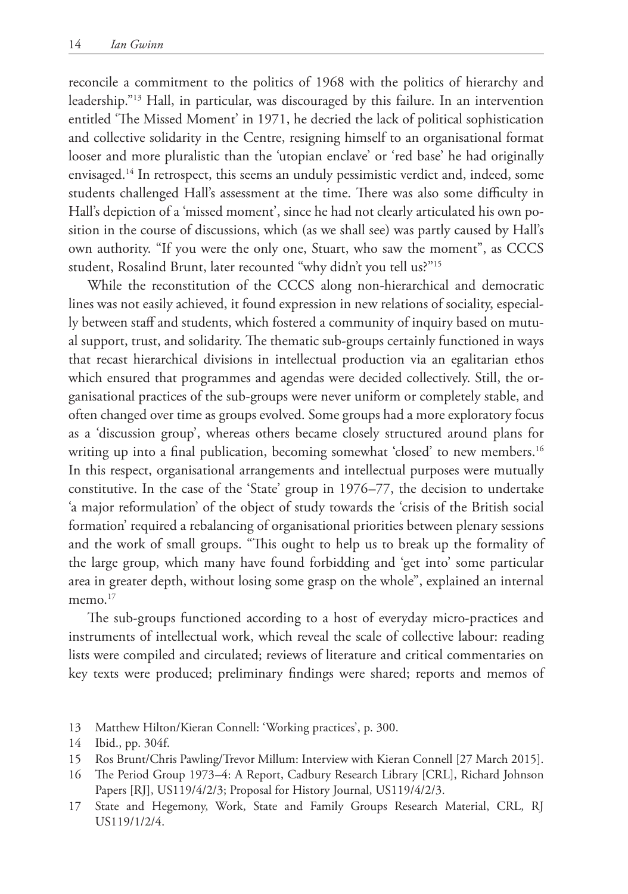reconcile a commitment to the politics of 1968 with the politics of hierarchy and leadership."[13] Hall, in particular, was discouraged by this failure. In an intervention entitled 'The Missed Moment' in 1971, he decried the lack of political sophistication and collective solidarity in the Centre, resigning himself to an organisational format looser and more pluralistic than the 'utopian enclave' or 'red base' he had originally envisaged.[14] In retrospect, this seems an unduly pessimistic verdict and, indeed, some students challenged Hall's assessment at the time. There was also some difficulty in Hall's depiction of a 'missed moment', since he had not clearly articulated his own position in the course of discussions, which (as we shall see) was partly caused by Hall's own authority. "If you were the only one, Stuart, who saw the moment", as CCCS student, Rosalind Brunt, later recounted "why didn't you tell us?"[15]

While the reconstitution of the CCCS along non-hierarchical and democratic lines was not easily achieved, it found expression in new relations of sociality, especially between staff and students, which fostered a community of inquiry based on mutual support, trust, and solidarity. The thematic sub-groups certainly functioned in ways that recast hierarchical divisions in intellectual production via an egalitarian ethos which ensured that programmes and agendas were decided collectively. Still, the organisational practices of the sub-groups were never uniform or completely stable, and often changed over time as groups evolved. Some groups had a more exploratory focus as a 'discussion group', whereas others became closely structured around plans for writing up into a final publication, becoming somewhat 'closed' to new members.[16] In this respect, organisational arrangements and intellectual purposes were mutually constitutive. In the case of the 'State' group in 1976–77, the decision to undertake 'a major reformulation' of the object of study towards the 'crisis of the British social formation' required a rebalancing of organisational priorities between plenary sessions and the work of small groups. "This ought to help us to break up the formality of the large group, which many have found forbidding and 'get into' some particular area in greater depth, without losing some grasp on the whole", explained an internal memo.[17]

The sub-groups functioned according to a host of everyday micro-practices and instruments of intellectual work, which reveal the scale of collective labour: reading lists were compiled and circulated; reviews of literature and critical commentaries on key texts were produced; preliminary findings were shared; reports and memos of

13 Matthew Hilton/Kieran Connell: 'Working practices', p. 300.

14 Ibid., pp. 304f.

15 Ros Brunt/Chris Pawling/Trevor Millum: Interview with Kieran Connell [27 March 2015].

16 The Period Group 1973–4: A Report, Cadbury Research Library [CRL], Richard Johnson Papers [RJ], US119/4/2/3; Proposal for History Journal, US119/4/2/3.

17 State and Hegemony, Work, State and Family Groups Research Material, CRL, RJ US119/1/2/4.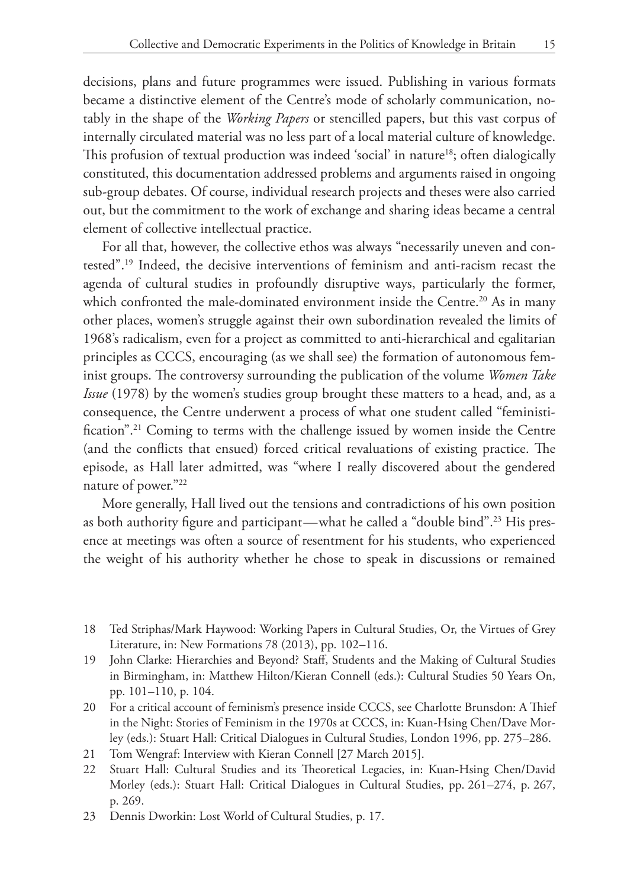decisions, plans and future programmes were issued. Publishing in various formats became a distinctive element of the Centre's mode of scholarly communication, notably in the shape of the *Working Papers* or stencilled papers, but this vast corpus of internally circulated material was no less part of a local material culture of knowledge. This profusion of textual production was indeed 'social' in nature[18]; often dialogically constituted, this documentation addressed problems and arguments raised in ongoing sub-group debates. Of course, individual research projects and theses were also carried out, but the commitment to the work of exchange and sharing ideas became a central element of collective intellectual practice.

For all that, however, the collective ethos was always "necessarily uneven and contested".[19] Indeed, the decisive interventions of feminism and anti-racism recast the agenda of cultural studies in profoundly disruptive ways, particularly the former, which confronted the male-dominated environment inside the Centre.[20] As in many other places, women's struggle against their own subordination revealed the limits of 1968's radicalism, even for a project as committed to anti-hierarchical and egalitarian principles as CCCS, encouraging (as we shall see) the formation of autonomous feminist groups. The controversy surrounding the publication of the volume *Women Take Issue* (1978) by the women's studies group brought these matters to a head, and, as a consequence, the Centre underwent a process of what one student called "feministification".[21] Coming to terms with the challenge issued by women inside the Centre (and the conflicts that ensued) forced critical revaluations of existing practice. The episode, as Hall later admitted, was "where I really discovered about the gendered nature of power."[22]

More generally, Hall lived out the tensions and contradictions of his own position as both authority figure and participant—what he called a "double bind".[23] His presence at meetings was often a source of resentment for his students, who experienced the weight of his authority whether he chose to speak in discussions or remained

18 Ted Striphas/Mark Haywood: Working Papers in Cultural Studies, Or, the Virtues of Grey Literature, in: New Formations 78 (2013), pp. 102–116.

19 John Clarke: Hierarchies and Beyond? Staff, Students and the Making of Cultural Studies in Birmingham, in: Matthew Hilton/Kieran Connell (eds.): Cultural Studies 50 Years On, pp. 101–110, p. 104.

20 For a critical account of feminism's presence inside CCCS, see Charlotte Brunsdon: A Thief in the Night: Stories of Feminism in the 1970s at CCCS, in: Kuan-Hsing Chen/Dave Morley (eds.): Stuart Hall: Critical Dialogues in Cultural Studies, London 1996, pp. 275–286.

21 Tom Wengraf: Interview with Kieran Connell [27 March 2015].

22 Stuart Hall: Cultural Studies and its Theoretical Legacies, in: Kuan-Hsing Chen/David Morley (eds.): Stuart Hall: Critical Dialogues in Cultural Studies, pp. 261–274, p. 267, p. 269.

23 Dennis Dworkin: Lost World of Cultural Studies, p. 17.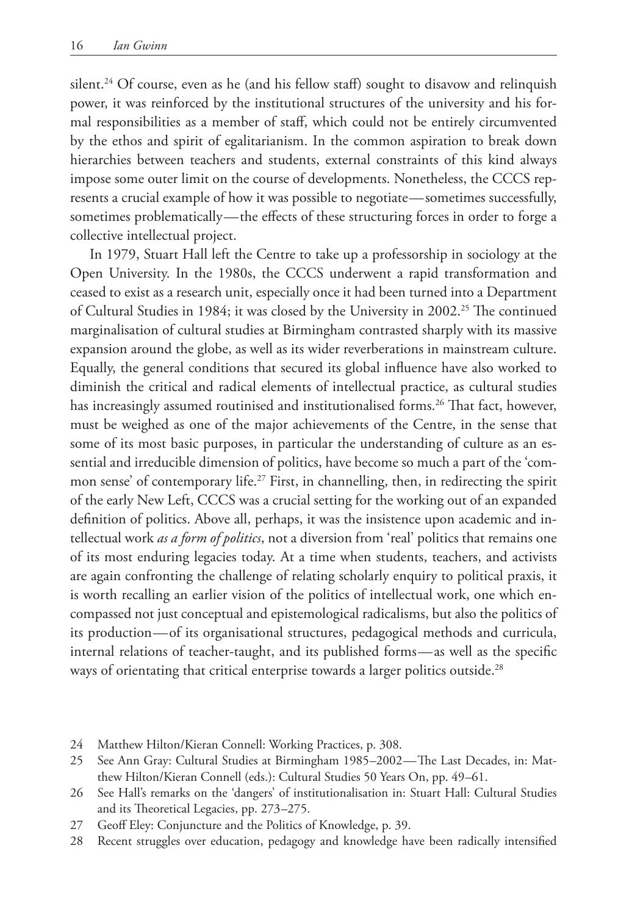silent.[24] Of course, even as he (and his fellow staff) sought to disavow and relinquish power, it was reinforced by the institutional structures of the university and his formal responsibilities as a member of staff, which could not be entirely circumvented by the ethos and spirit of egalitarianism. In the common aspiration to break down hierarchies between teachers and students, external constraints of this kind always impose some outer limit on the course of developments. Nonetheless, the CCCS represents a crucial example of how it was possible to negotiate—sometimes successfully, sometimes problematically—the effects of these structuring forces in order to forge a collective intellectual project.

In 1979, Stuart Hall left the Centre to take up a professorship in sociology at the Open University. In the 1980s, the CCCS underwent a rapid transformation and ceased to exist as a research unit, especially once it had been turned into a Department of Cultural Studies in 1984; it was closed by the University in 2002.[25] The continued marginalisation of cultural studies at Birmingham contrasted sharply with its massive expansion around the globe, as well as its wider reverberations in mainstream culture. Equally, the general conditions that secured its global influence have also worked to diminish the critical and radical elements of intellectual practice, as cultural studies has increasingly assumed routinised and institutionalised forms.[26] That fact, however, must be weighed as one of the major achievements of the Centre, in the sense that some of its most basic purposes, in particular the understanding of culture as an essential and irreducible dimension of politics, have become so much a part of the 'common sense' of contemporary life.[27] First, in channelling, then, in redirecting the spirit of the early New Left, CCCS was a crucial setting for the working out of an expanded definition of politics. Above all, perhaps, it was the insistence upon academic and intellectual work *as a form of politics*, not a diversion from 'real' politics that remains one of its most enduring legacies today. At a time when students, teachers, and activists are again confronting the challenge of relating scholarly enquiry to political praxis, it is worth recalling an earlier vision of the politics of intellectual work, one which encompassed not just conceptual and epistemological radicalisms, but also the politics of its production—of its organisational structures, pedagogical methods and curricula, internal relations of teacher-taught, and its published forms—as well as the specific ways of orientating that critical enterprise towards a larger politics outside.[28]

24 Matthew Hilton/Kieran Connell: Working Practices, p. 308.

25 See Ann Gray: Cultural Studies at Birmingham 1985–2002—The Last Decades, in: Matthew Hilton/Kieran Connell (eds.): Cultural Studies 50 Years On, pp. 49–61.

26 See Hall's remarks on the 'dangers' of institutionalisation in: Stuart Hall: Cultural Studies and its Theoretical Legacies, pp. 273–275.

27 Geoff Eley: Conjuncture and the Politics of Knowledge, p. 39.

28 Recent struggles over education, pedagogy and knowledge have been radically intensified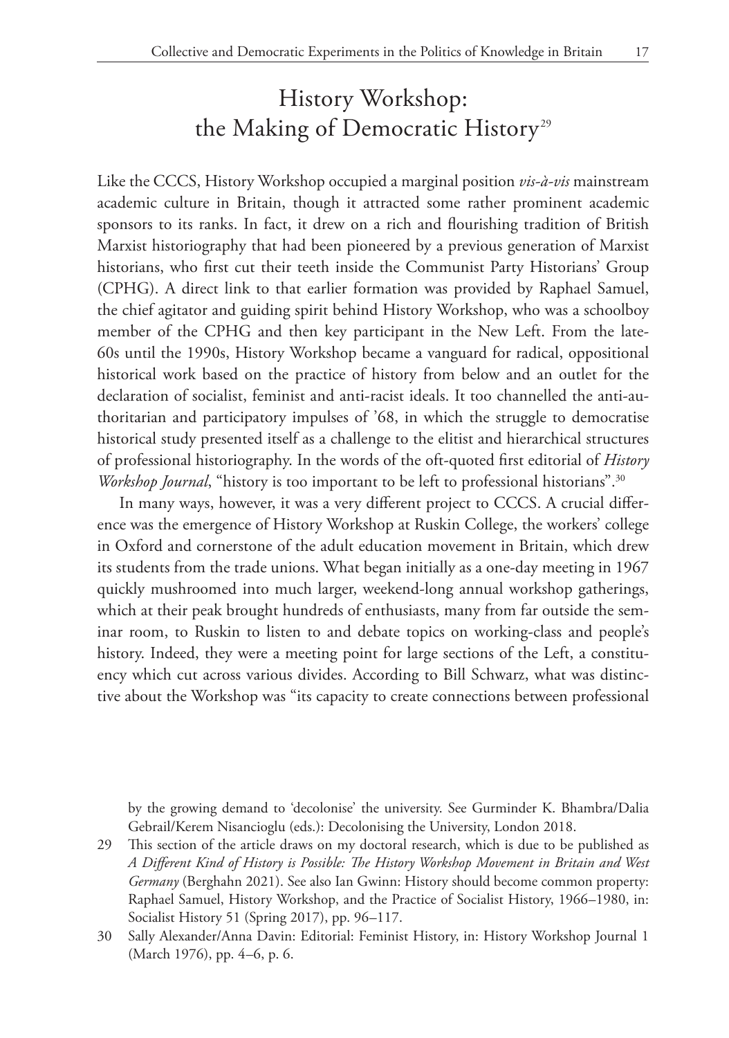## History Workshop: the Making of Democratic History[29]

Like the CCCS, History Workshop occupied a marginal position *vis-à-vis* mainstream academic culture in Britain, though it attracted some rather prominent academic sponsors to its ranks. In fact, it drew on a rich and flourishing tradition of British Marxist historiography that had been pioneered by a previous generation of Marxist historians, who first cut their teeth inside the Communist Party Historians' Group (CPHG). A direct link to that earlier formation was provided by Raphael Samuel, the chief agitator and guiding spirit behind History Workshop, who was a schoolboy member of the CPHG and then key participant in the New Left. From the late-60s until the 1990s, History Workshop became a vanguard for radical, oppositional historical work based on the practice of history from below and an outlet for the declaration of socialist, feminist and anti-racist ideals. It too channelled the anti-authoritarian and participatory impulses of '68, in which the struggle to democratise historical study presented itself as a challenge to the elitist and hierarchical structures of professional historiography. In the words of the oft-quoted first editorial of *History Workshop Journal*, "history is too important to be left to professional historians".[30]

In many ways, however, it was a very different project to CCCS. A crucial difference was the emergence of History Workshop at Ruskin College, the workers' college in Oxford and cornerstone of the adult education movement in Britain, which drew its students from the trade unions. What began initially as a one-day meeting in 1967 quickly mushroomed into much larger, weekend-long annual workshop gatherings, which at their peak brought hundreds of enthusiasts, many from far outside the seminar room, to Ruskin to listen to and debate topics on working-class and people's history. Indeed, they were a meeting point for large sections of the Left, a constituency which cut across various divides. According to Bill Schwarz, what was distinctive about the Workshop was "its capacity to create connections between professional

by the growing demand to 'decolonise' the university. See Gurminder K. Bhambra/Dalia Gebrail/Kerem Nisancioglu (eds.): Decolonising the University, London 2018.

29 This section of the article draws on my doctoral research, which is due to be published as *A Different Kind of History is Possible: The History Workshop Movement in Britain and West Germany* (Berghahn 2021). See also Ian Gwinn: History should become common property: Raphael Samuel, History Workshop, and the Practice of Socialist History, 1966–1980, in: Socialist History 51 (Spring 2017), pp. 96–117.

30 Sally Alexander/Anna Davin: Editorial: Feminist History, in: History Workshop Journal 1 (March 1976), pp. 4–6, p. 6.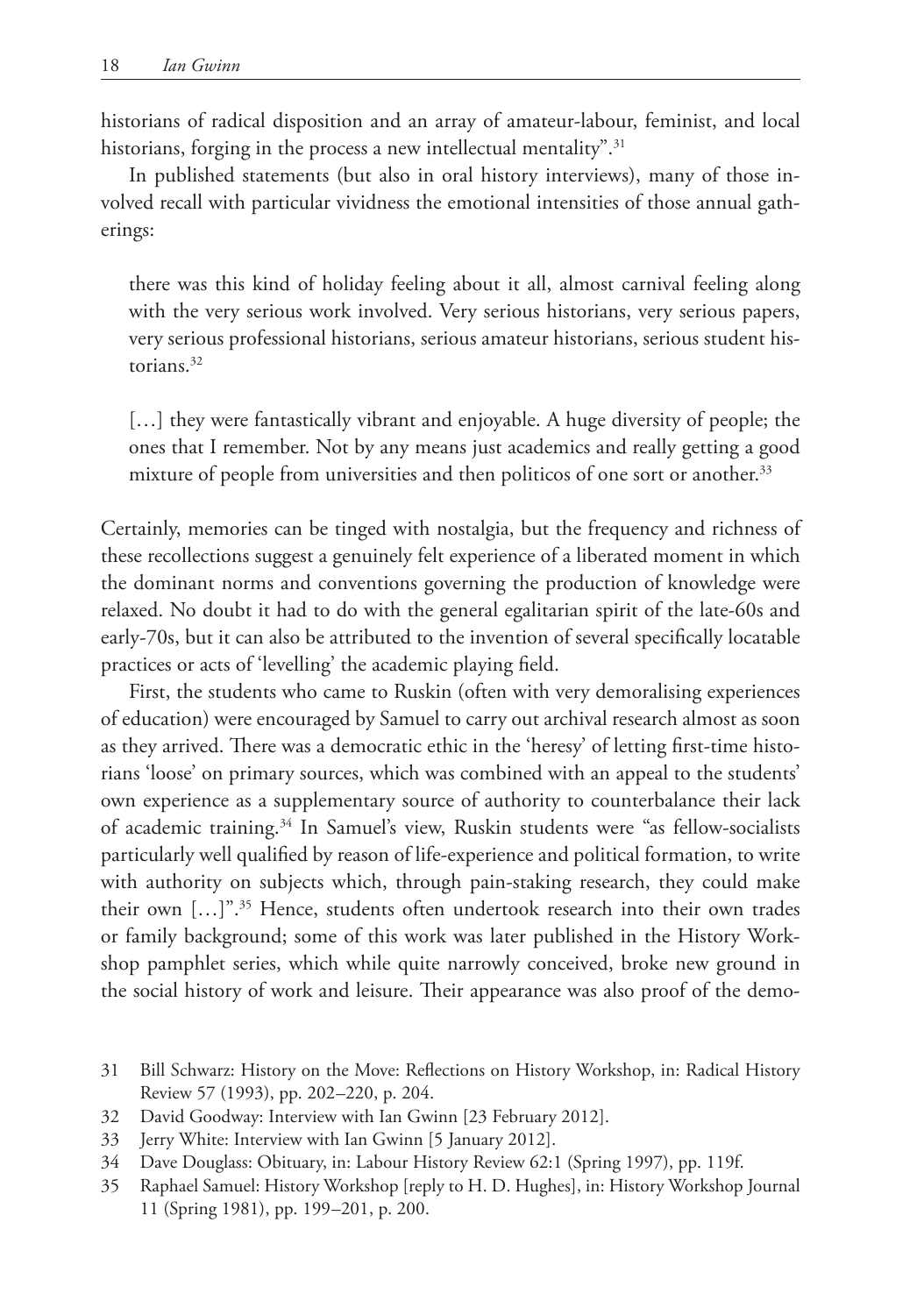historians of radical disposition and an array of amateur-labour, feminist, and local historians, forging in the process a new intellectual mentality".[31]

In published statements (but also in oral history interviews), many of those involved recall with particular vividness the emotional intensities of those annual gatherings:

> there was this kind of holiday feeling about it all, almost carnival feeling along with the very serious work involved. Very serious historians, very serious papers, very serious professional historians, serious amateur historians, serious student historians.[32]

> […] they were fantastically vibrant and enjoyable. A huge diversity of people; the ones that I remember. Not by any means just academics and really getting a good mixture of people from universities and then politicos of one sort or another.[33]

Certainly, memories can be tinged with nostalgia, but the frequency and richness of these recollections suggest a genuinely felt experience of a liberated moment in which the dominant norms and conventions governing the production of knowledge were relaxed. No doubt it had to do with the general egalitarian spirit of the late-60s and early-70s, but it can also be attributed to the invention of several specifically locatable practices or acts of 'levelling' the academic playing field.

First, the students who came to Ruskin (often with very demoralising experiences of education) were encouraged by Samuel to carry out archival research almost as soon as they arrived. There was a democratic ethic in the 'heresy' of letting first-time historians 'loose' on primary sources, which was combined with an appeal to the students' own experience as a supplementary source of authority to counterbalance their lack of academic training.[34] In Samuel's view, Ruskin students were "as fellow-socialists particularly well qualified by reason of life-experience and political formation, to write with authority on subjects which, through pain-staking research, they could make their own […]".[35] Hence, students often undertook research into their own trades or family background; some of this work was later published in the History Workshop pamphlet series, which while quite narrowly conceived, broke new ground in the social history of work and leisure. Their appearance was also proof of the demo-

---

31 Bill Schwarz: History on the Move: Reflections on History Workshop, in: Radical History Review 57 (1993), pp. 202–220, p. 204.

32 David Goodway: Interview with Ian Gwinn [23 February 2012].

33 Jerry White: Interview with Ian Gwinn [5 January 2012].

34 Dave Douglass: Obituary, in: Labour History Review 62:1 (Spring 1997), pp. 119f.

35 Raphael Samuel: History Workshop [reply to H. D. Hughes], in: History Workshop Journal 11 (Spring 1981), pp. 199–201, p. 200.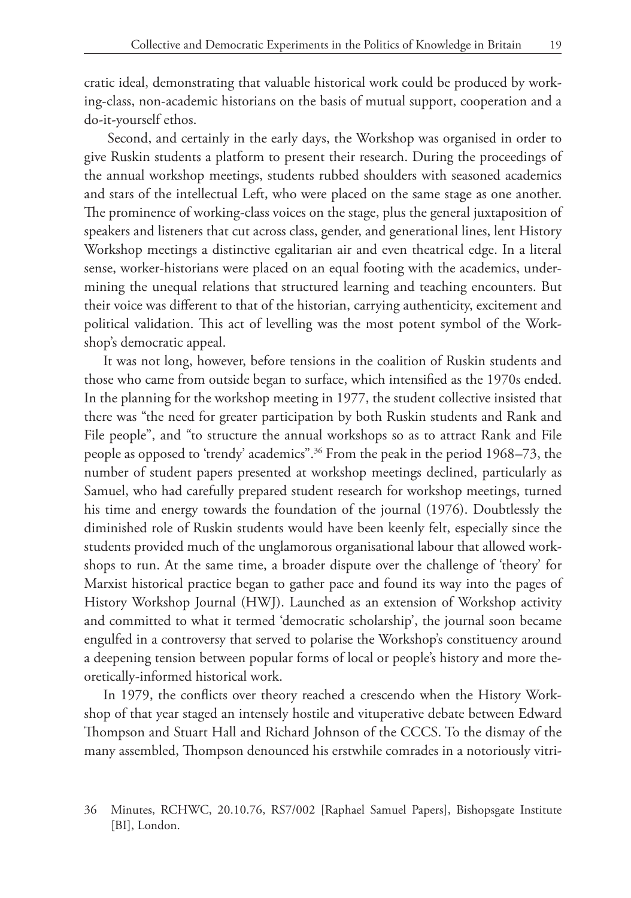cratic ideal, demonstrating that valuable historical work could be produced by working-class, non-academic historians on the basis of mutual support, cooperation and a do-it-yourself ethos.

Second, and certainly in the early days, the Workshop was organised in order to give Ruskin students a platform to present their research. During the proceedings of the annual workshop meetings, students rubbed shoulders with seasoned academics and stars of the intellectual Left, who were placed on the same stage as one another. The prominence of working-class voices on the stage, plus the general juxtaposition of speakers and listeners that cut across class, gender, and generational lines, lent History Workshop meetings a distinctive egalitarian air and even theatrical edge. In a literal sense, worker-historians were placed on an equal footing with the academics, undermining the unequal relations that structured learning and teaching encounters. But their voice was different to that of the historian, carrying authenticity, excitement and political validation. This act of levelling was the most potent symbol of the Workshop's democratic appeal.

It was not long, however, before tensions in the coalition of Ruskin students and those who came from outside began to surface, which intensified as the 1970s ended. In the planning for the workshop meeting in 1977, the student collective insisted that there was "the need for greater participation by both Ruskin students and Rank and File people", and "to structure the annual workshops so as to attract Rank and File people as opposed to 'trendy' academics".[36] From the peak in the period 1968–73, the number of student papers presented at workshop meetings declined, particularly as Samuel, who had carefully prepared student research for workshop meetings, turned his time and energy towards the foundation of the journal (1976). Doubtlessly the diminished role of Ruskin students would have been keenly felt, especially since the students provided much of the unglamorous organisational labour that allowed workshops to run. At the same time, a broader dispute over the challenge of 'theory' for Marxist historical practice began to gather pace and found its way into the pages of History Workshop Journal (HWJ). Launched as an extension of Workshop activity and committed to what it termed 'democratic scholarship', the journal soon became engulfed in a controversy that served to polarise the Workshop's constituency around a deepening tension between popular forms of local or people's history and more theoretically-informed historical work.

In 1979, the conflicts over theory reached a crescendo when the History Workshop of that year staged an intensely hostile and vituperative debate between Edward Thompson and Stuart Hall and Richard Johnson of the CCCS. To the dismay of the many assembled, Thompson denounced his erstwhile comrades in a notoriously vitri-

36 Minutes, RCHWC, 20.10.76, RS7/002 [Raphael Samuel Papers], Bishopsgate Institute [BI], London.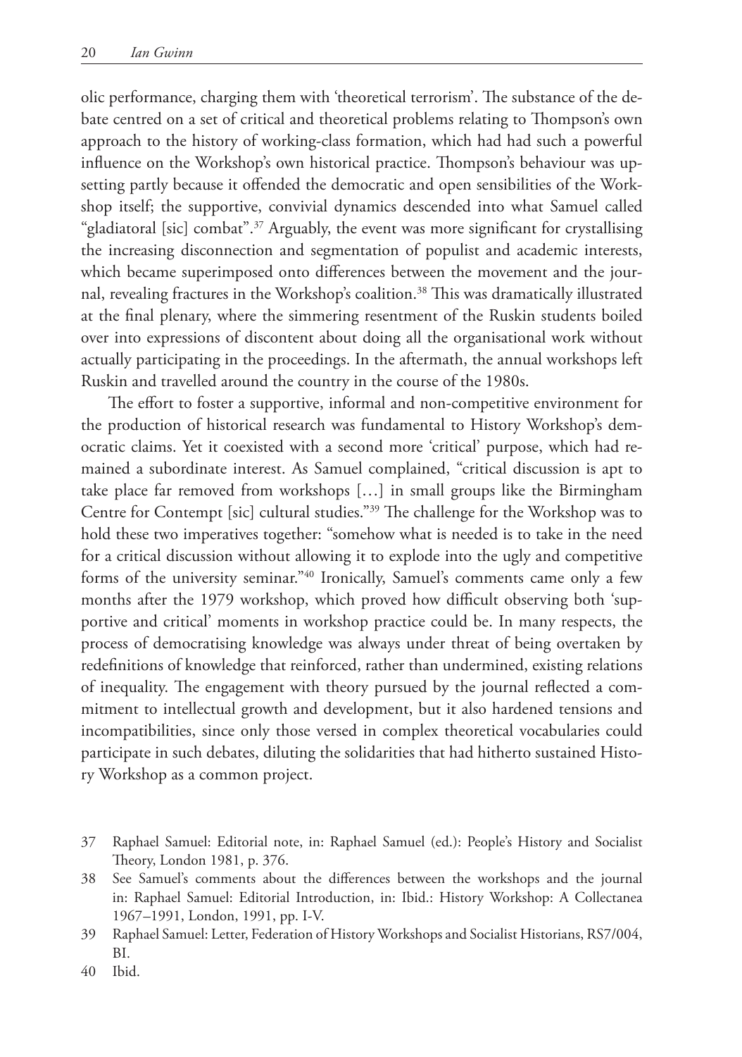olic performance, charging them with 'theoretical terrorism'. The substance of the debate centred on a set of critical and theoretical problems relating to Thompson's own approach to the history of working-class formation, which had had such a powerful influence on the Workshop's own historical practice. Thompson's behaviour was upsetting partly because it offended the democratic and open sensibilities of the Workshop itself; the supportive, convivial dynamics descended into what Samuel called "gladiatoral [sic] combat".[37] Arguably, the event was more significant for crystallising the increasing disconnection and segmentation of populist and academic interests, which became superimposed onto differences between the movement and the journal, revealing fractures in the Workshop's coalition.[38] This was dramatically illustrated at the final plenary, where the simmering resentment of the Ruskin students boiled over into expressions of discontent about doing all the organisational work without actually participating in the proceedings. In the aftermath, the annual workshops left Ruskin and travelled around the country in the course of the 1980s.

The effort to foster a supportive, informal and non-competitive environment for the production of historical research was fundamental to History Workshop's democratic claims. Yet it coexisted with a second more 'critical' purpose, which had remained a subordinate interest. As Samuel complained, "critical discussion is apt to take place far removed from workshops […] in small groups like the Birmingham Centre for Contempt [sic] cultural studies."[39] The challenge for the Workshop was to hold these two imperatives together: "somehow what is needed is to take in the need for a critical discussion without allowing it to explode into the ugly and competitive forms of the university seminar."[40] Ironically, Samuel's comments came only a few months after the 1979 workshop, which proved how difficult observing both 'supportive and critical' moments in workshop practice could be. In many respects, the process of democratising knowledge was always under threat of being overtaken by redefinitions of knowledge that reinforced, rather than undermined, existing relations of inequality. The engagement with theory pursued by the journal reflected a commitment to intellectual growth and development, but it also hardened tensions and incompatibilities, since only those versed in complex theoretical vocabularies could participate in such debates, diluting the solidarities that had hitherto sustained History Workshop as a common project.

37 Raphael Samuel: Editorial note, in: Raphael Samuel (ed.): People's History and Socialist Theory, London 1981, p. 376.

38 See Samuel's comments about the differences between the workshops and the journal in: Raphael Samuel: Editorial Introduction, in: Ibid.: History Workshop: A Collectanea 1967–1991, London, 1991, pp. I-V.

39 Raphael Samuel: Letter, Federation of History Workshops and Socialist Historians, RS7/004, BI.

40 Ibid.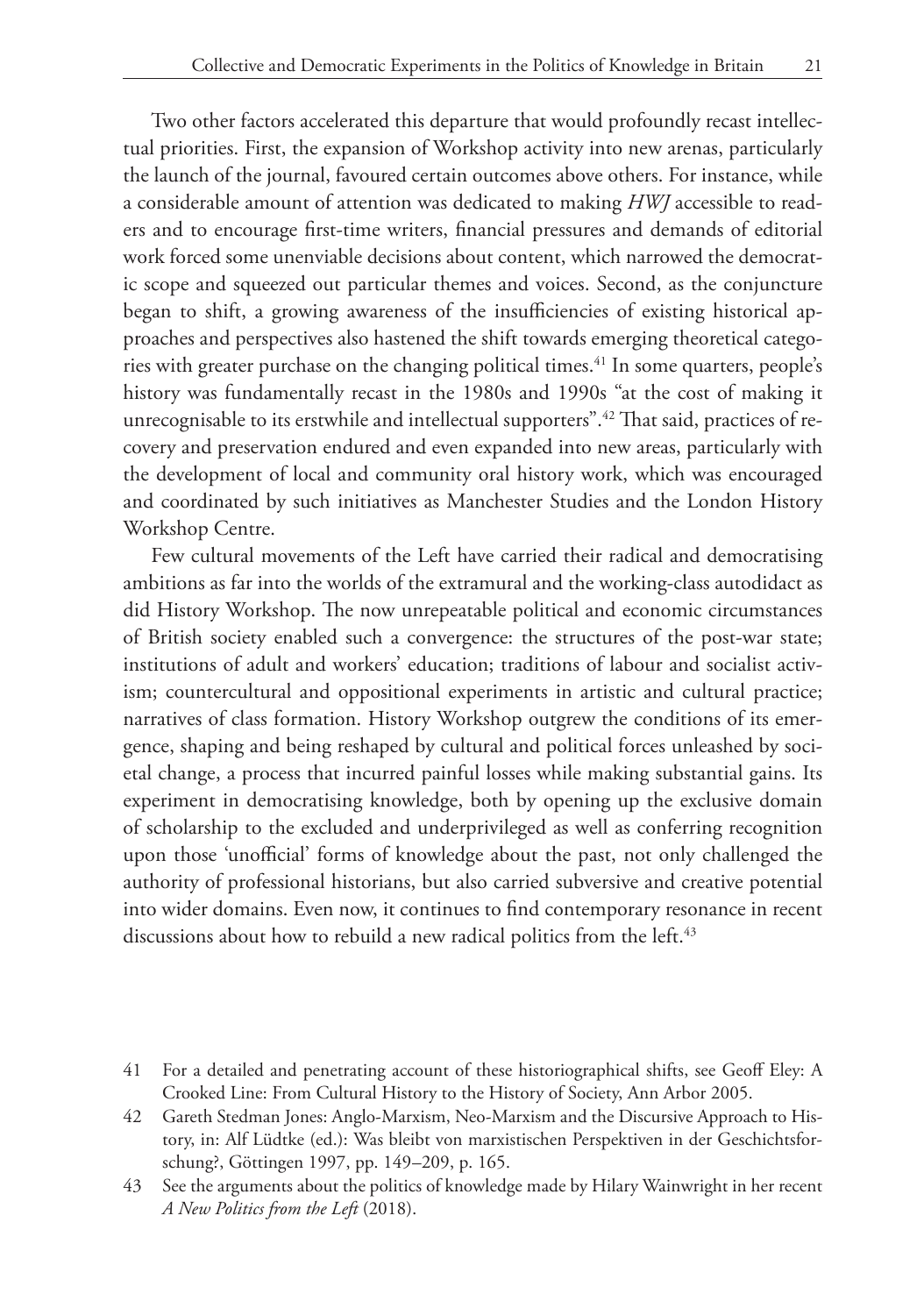Two other factors accelerated this departure that would profoundly recast intellectual priorities. First, the expansion of Workshop activity into new arenas, particularly the launch of the journal, favoured certain outcomes above others. For instance, while a considerable amount of attention was dedicated to making *HWJ* accessible to readers and to encourage first-time writers, financial pressures and demands of editorial work forced some unenviable decisions about content, which narrowed the democratic scope and squeezed out particular themes and voices. Second, as the conjuncture began to shift, a growing awareness of the insufficiencies of existing historical approaches and perspectives also hastened the shift towards emerging theoretical categories with greater purchase on the changing political times.[41] In some quarters, people's history was fundamentally recast in the 1980s and 1990s "at the cost of making it unrecognisable to its erstwhile and intellectual supporters".[42] That said, practices of recovery and preservation endured and even expanded into new areas, particularly with the development of local and community oral history work, which was encouraged and coordinated by such initiatives as Manchester Studies and the London History Workshop Centre.

Few cultural movements of the Left have carried their radical and democratising ambitions as far into the worlds of the extramural and the working-class autodidact as did History Workshop. The now unrepeatable political and economic circumstances of British society enabled such a convergence: the structures of the post-war state; institutions of adult and workers' education; traditions of labour and socialist activism; countercultural and oppositional experiments in artistic and cultural practice; narratives of class formation. History Workshop outgrew the conditions of its emergence, shaping and being reshaped by cultural and political forces unleashed by societal change, a process that incurred painful losses while making substantial gains. Its experiment in democratising knowledge, both by opening up the exclusive domain of scholarship to the excluded and underprivileged as well as conferring recognition upon those 'unofficial' forms of knowledge about the past, not only challenged the authority of professional historians, but also carried subversive and creative potential into wider domains. Even now, it continues to find contemporary resonance in recent discussions about how to rebuild a new radical politics from the left.[43]

41 For a detailed and penetrating account of these historiographical shifts, see Geoff Eley: A Crooked Line: From Cultural History to the History of Society, Ann Arbor 2005.

42 Gareth Stedman Jones: Anglo-Marxism, Neo-Marxism and the Discursive Approach to History, in: Alf Lüdtke (ed.): Was bleibt von marxistischen Perspektiven in der Geschichtsforschung?, Göttingen 1997, pp. 149–209, p. 165.

43 See the arguments about the politics of knowledge made by Hilary Wainwright in her recent *A New Politics from the Left* (2018).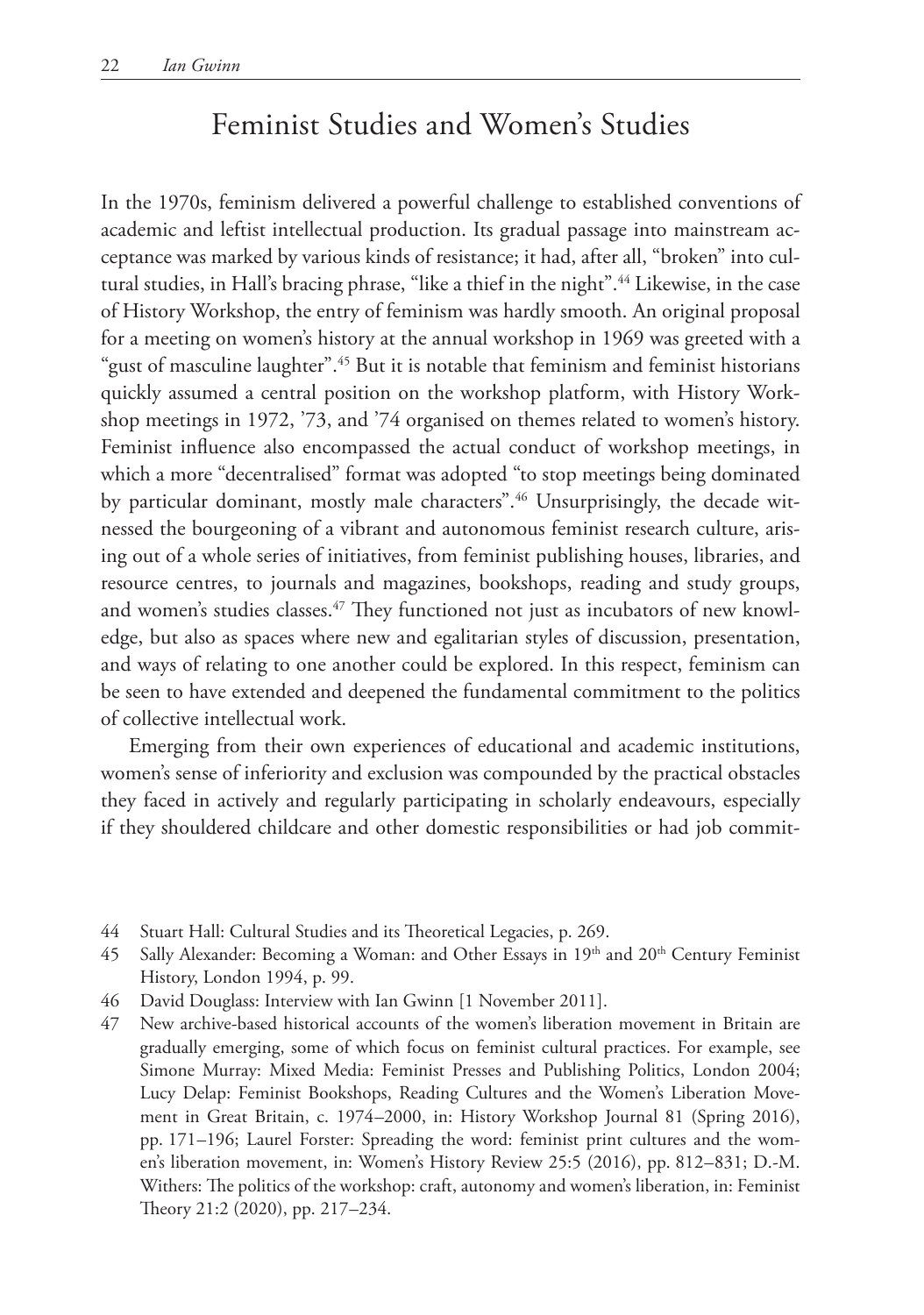## Feminist Studies and Women's Studies

In the 1970s, feminism delivered a powerful challenge to established conventions of academic and leftist intellectual production. Its gradual passage into mainstream acceptance was marked by various kinds of resistance; it had, after all, "broken" into cultural studies, in Hall's bracing phrase, "like a thief in the night".[44] Likewise, in the case of History Workshop, the entry of feminism was hardly smooth. An original proposal for a meeting on women's history at the annual workshop in 1969 was greeted with a "gust of masculine laughter".[45] But it is notable that feminism and feminist historians quickly assumed a central position on the workshop platform, with History Workshop meetings in 1972, '73, and '74 organised on themes related to women's history. Feminist influence also encompassed the actual conduct of workshop meetings, in which a more "decentralised" format was adopted "to stop meetings being dominated by particular dominant, mostly male characters".[46] Unsurprisingly, the decade witnessed the bourgeoning of a vibrant and autonomous feminist research culture, arising out of a whole series of initiatives, from feminist publishing houses, libraries, and resource centres, to journals and magazines, bookshops, reading and study groups, and women's studies classes.[47] They functioned not just as incubators of new knowledge, but also as spaces where new and egalitarian styles of discussion, presentation, and ways of relating to one another could be explored. In this respect, feminism can be seen to have extended and deepened the fundamental commitment to the politics of collective intellectual work.

Emerging from their own experiences of educational and academic institutions, women's sense of inferiority and exclusion was compounded by the practical obstacles they faced in actively and regularly participating in scholarly endeavours, especially if they shouldered childcare and other domestic responsibilities or had job commit-

44 Stuart Hall: Cultural Studies and its Theoretical Legacies, p. 269.

45 Sally Alexander: Becoming a Woman: and Other Essays in 19th and 20th Century Feminist History, London 1994, p. 99.

46 David Douglass: Interview with Ian Gwinn [1 November 2011].

47 New archive-based historical accounts of the women's liberation movement in Britain are gradually emerging, some of which focus on feminist cultural practices. For example, see Simone Murray: Mixed Media: Feminist Presses and Publishing Politics, London 2004; Lucy Delap: Feminist Bookshops, Reading Cultures and the Women's Liberation Movement in Great Britain, c. 1974–2000, in: History Workshop Journal 81 (Spring 2016), pp. 171–196; Laurel Forster: Spreading the word: feminist print cultures and the women's liberation movement, in: Women's History Review 25:5 (2016), pp. 812–831; D.-M. Withers: The politics of the workshop: craft, autonomy and women's liberation, in: Feminist Theory 21:2 (2020), pp. 217–234.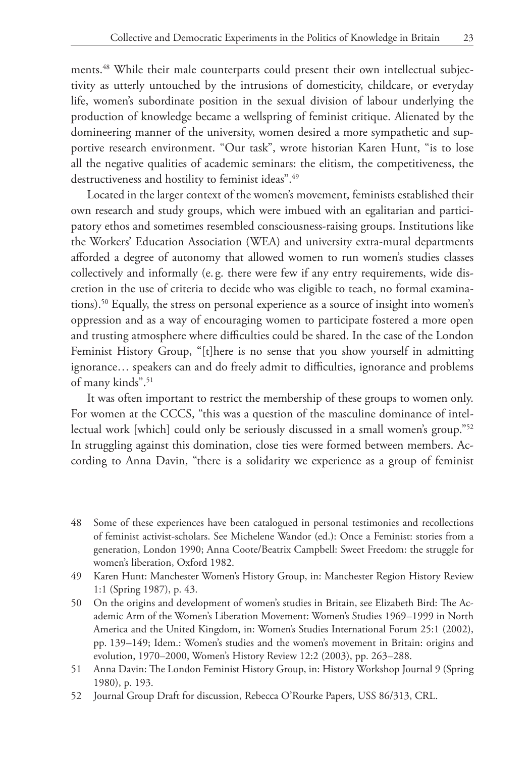ments.[48] While their male counterparts could present their own intellectual subjectivity as utterly untouched by the intrusions of domesticity, childcare, or everyday life, women's subordinate position in the sexual division of labour underlying the production of knowledge became a wellspring of feminist critique. Alienated by the domineering manner of the university, women desired a more sympathetic and supportive research environment. "Our task", wrote historian Karen Hunt, "is to lose all the negative qualities of academic seminars: the elitism, the competitiveness, the destructiveness and hostility to feminist ideas".[49]

Located in the larger context of the women's movement, feminists established their own research and study groups, which were imbued with an egalitarian and participatory ethos and sometimes resembled consciousness-raising groups. Institutions like the Workers' Education Association (WEA) and university extra-mural departments afforded a degree of autonomy that allowed women to run women's studies classes collectively and informally (e.g. there were few if any entry requirements, wide discretion in the use of criteria to decide who was eligible to teach, no formal examinations).[50] Equally, the stress on personal experience as a source of insight into women's oppression and as a way of encouraging women to participate fostered a more open and trusting atmosphere where difficulties could be shared. In the case of the London Feminist History Group, "[t]here is no sense that you show yourself in admitting ignorance… speakers can and do freely admit to difficulties, ignorance and problems of many kinds".[51]

It was often important to restrict the membership of these groups to women only. For women at the CCCS, "this was a question of the masculine dominance of intellectual work [which] could only be seriously discussed in a small women's group."[52] In struggling against this domination, close ties were formed between members. According to Anna Davin, "there is a solidarity we experience as a group of feminist

48 Some of these experiences have been catalogued in personal testimonies and recollections of feminist activist-scholars. See Michelene Wandor (ed.): Once a Feminist: stories from a generation, London 1990; Anna Coote/Beatrix Campbell: Sweet Freedom: the struggle for women's liberation, Oxford 1982.

49 Karen Hunt: Manchester Women's History Group, in: Manchester Region History Review 1:1 (Spring 1987), p. 43.

50 On the origins and development of women's studies in Britain, see Elizabeth Bird: The Academic Arm of the Women's Liberation Movement: Women's Studies 1969–1999 in North America and the United Kingdom, in: Women's Studies International Forum 25:1 (2002), pp. 139–149; Idem.: Women's studies and the women's movement in Britain: origins and evolution, 1970–2000, Women's History Review 12:2 (2003), pp. 263–288.

51 Anna Davin: The London Feminist History Group, in: History Workshop Journal 9 (Spring 1980), p. 193.

52 Journal Group Draft for discussion, Rebecca O'Rourke Papers, USS 86/313, CRL.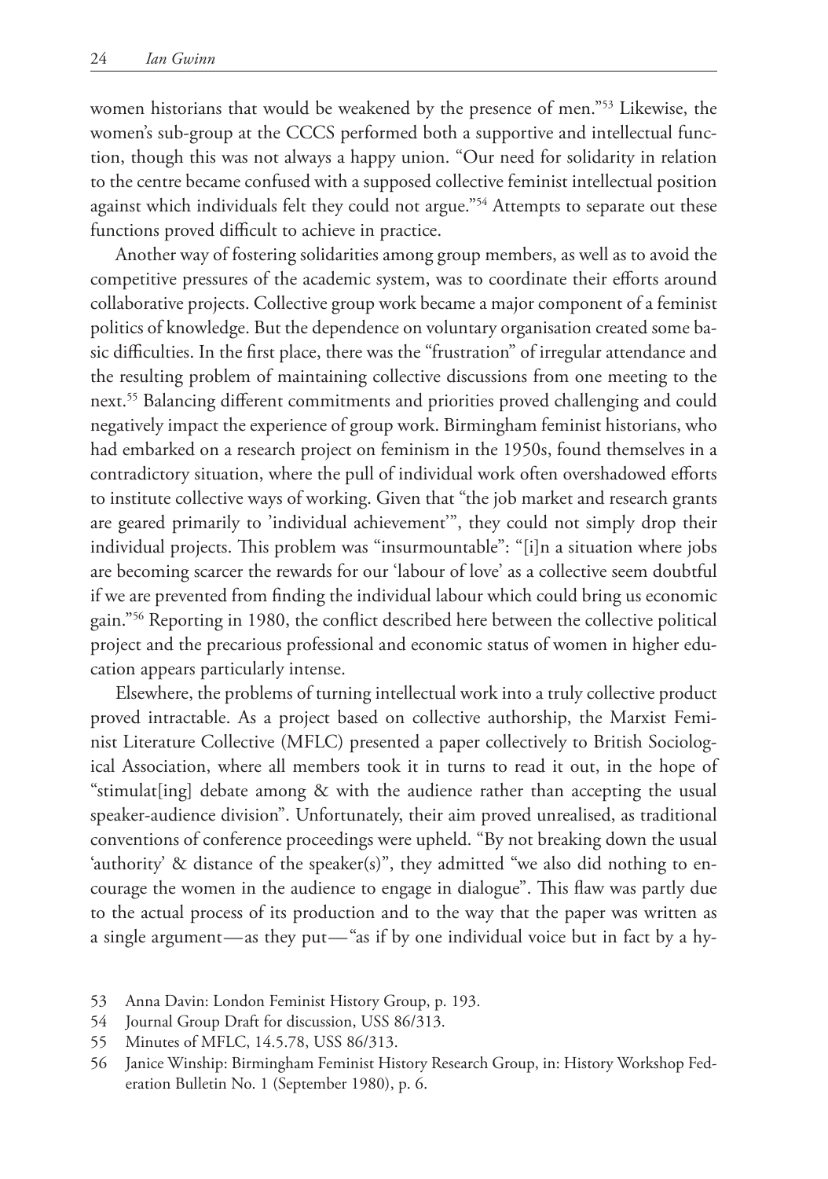women historians that would be weakened by the presence of men."[53] Likewise, the women's sub-group at the CCCS performed both a supportive and intellectual function, though this was not always a happy union. "Our need for solidarity in relation to the centre became confused with a supposed collective feminist intellectual position against which individuals felt they could not argue."[54] Attempts to separate out these functions proved difficult to achieve in practice.

Another way of fostering solidarities among group members, as well as to avoid the competitive pressures of the academic system, was to coordinate their efforts around collaborative projects. Collective group work became a major component of a feminist politics of knowledge. But the dependence on voluntary organisation created some basic difficulties. In the first place, there was the "frustration" of irregular attendance and the resulting problem of maintaining collective discussions from one meeting to the next.[55] Balancing different commitments and priorities proved challenging and could negatively impact the experience of group work. Birmingham feminist historians, who had embarked on a research project on feminism in the 1950s, found themselves in a contradictory situation, where the pull of individual work often overshadowed efforts to institute collective ways of working. Given that "the job market and research grants are geared primarily to 'individual achievement'", they could not simply drop their individual projects. This problem was "insurmountable": "[i]n a situation where jobs are becoming scarcer the rewards for our 'labour of love' as a collective seem doubtful if we are prevented from finding the individual labour which could bring us economic gain."[56] Reporting in 1980, the conflict described here between the collective political project and the precarious professional and economic status of women in higher education appears particularly intense.

Elsewhere, the problems of turning intellectual work into a truly collective product proved intractable. As a project based on collective authorship, the Marxist Feminist Literature Collective (MFLC) presented a paper collectively to British Sociological Association, where all members took it in turns to read it out, in the hope of "stimulat[ing] debate among & with the audience rather than accepting the usual speaker-audience division". Unfortunately, their aim proved unrealised, as traditional conventions of conference proceedings were upheld. "By not breaking down the usual 'authority' & distance of the speaker(s)", they admitted "we also did nothing to encourage the women in the audience to engage in dialogue". This flaw was partly due to the actual process of its production and to the way that the paper was written as a single argument—as they put—"as if by one individual voice but in fact by a hy-

53 Anna Davin: London Feminist History Group, p. 193.

54 Journal Group Draft for discussion, USS 86/313.

55 Minutes of MFLC, 14.5.78, USS 86/313.

56 Janice Winship: Birmingham Feminist History Research Group, in: History Workshop Federation Bulletin No. 1 (September 1980), p. 6.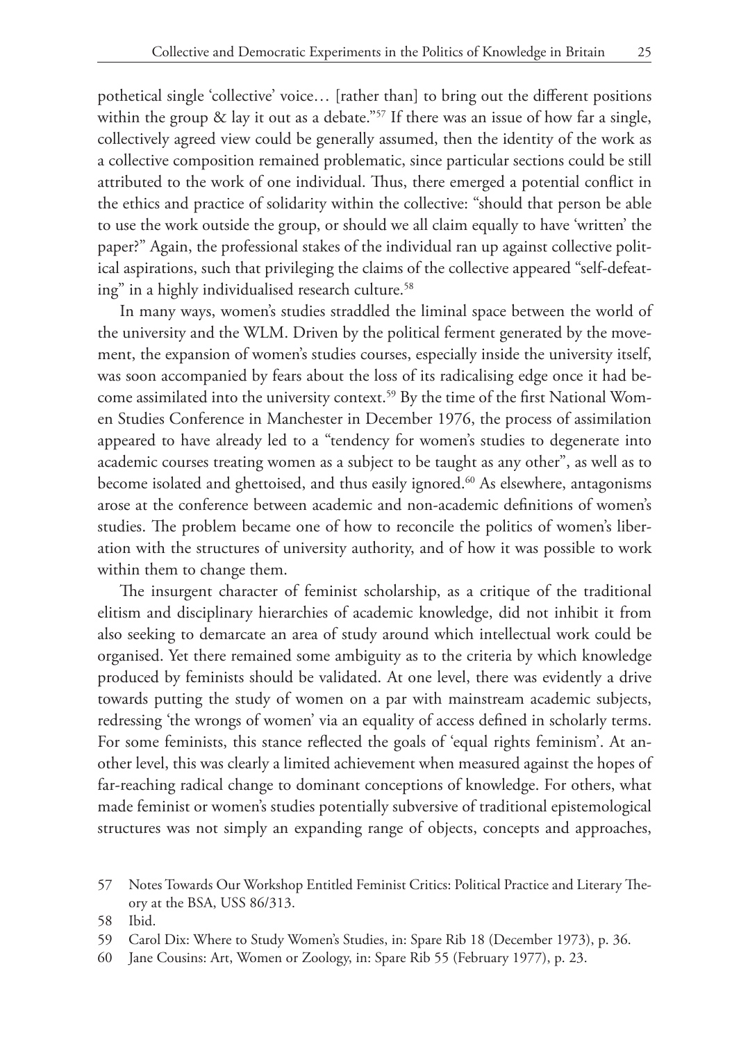pothetical single 'collective' voice… [rather than] to bring out the different positions within the group & lay it out as a debate."[57] If there was an issue of how far a single, collectively agreed view could be generally assumed, then the identity of the work as a collective composition remained problematic, since particular sections could be still attributed to the work of one individual. Thus, there emerged a potential conflict in the ethics and practice of solidarity within the collective: "should that person be able to use the work outside the group, or should we all claim equally to have 'written' the paper?" Again, the professional stakes of the individual ran up against collective political aspirations, such that privileging the claims of the collective appeared "self-defeating" in a highly individualised research culture.[58]

In many ways, women's studies straddled the liminal space between the world of the university and the WLM. Driven by the political ferment generated by the movement, the expansion of women's studies courses, especially inside the university itself, was soon accompanied by fears about the loss of its radicalising edge once it had become assimilated into the university context.[59] By the time of the first National Women Studies Conference in Manchester in December 1976, the process of assimilation appeared to have already led to a "tendency for women's studies to degenerate into academic courses treating women as a subject to be taught as any other", as well as to become isolated and ghettoised, and thus easily ignored.[60] As elsewhere, antagonisms arose at the conference between academic and non-academic definitions of women's studies. The problem became one of how to reconcile the politics of women's liberation with the structures of university authority, and of how it was possible to work within them to change them.

The insurgent character of feminist scholarship, as a critique of the traditional elitism and disciplinary hierarchies of academic knowledge, did not inhibit it from also seeking to demarcate an area of study around which intellectual work could be organised. Yet there remained some ambiguity as to the criteria by which knowledge produced by feminists should be validated. At one level, there was evidently a drive towards putting the study of women on a par with mainstream academic subjects, redressing 'the wrongs of women' via an equality of access defined in scholarly terms. For some feminists, this stance reflected the goals of 'equal rights feminism'. At another level, this was clearly a limited achievement when measured against the hopes of far-reaching radical change to dominant conceptions of knowledge. For others, what made feminist or women's studies potentially subversive of traditional epistemological structures was not simply an expanding range of objects, concepts and approaches,

57 Notes Towards Our Workshop Entitled Feminist Critics: Political Practice and Literary Theory at the BSA, USS 86/313.

58 Ibid.

59 Carol Dix: Where to Study Women's Studies, in: Spare Rib 18 (December 1973), p. 36.

60 Jane Cousins: Art, Women or Zoology, in: Spare Rib 55 (February 1977), p. 23.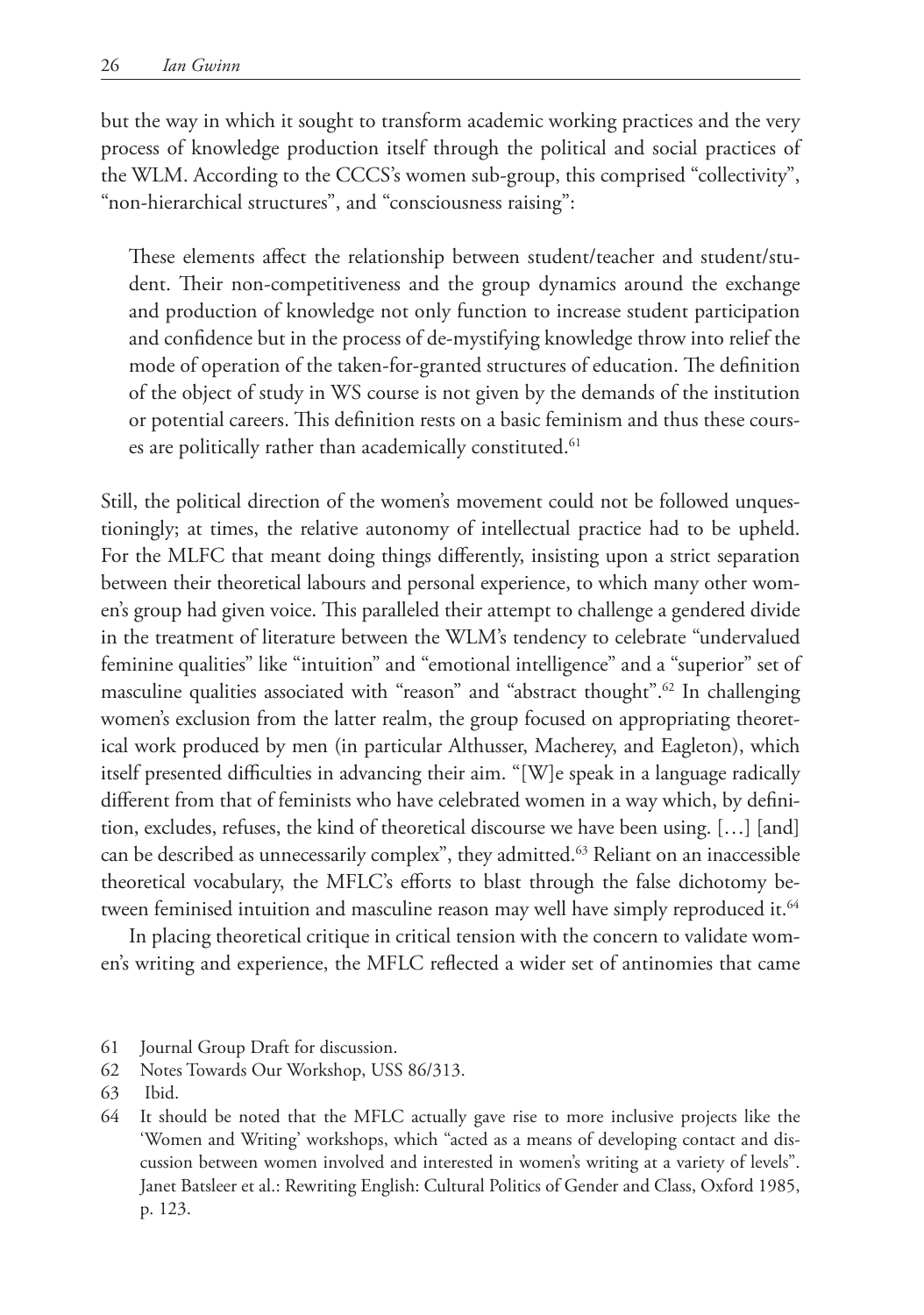but the way in which it sought to transform academic working practices and the very process of knowledge production itself through the political and social practices of the WLM. According to the CCCS's women sub-group, this comprised "collectivity", "non-hierarchical structures", and "consciousness raising":

> These elements affect the relationship between student/teacher and student/student. Their non-competitiveness and the group dynamics around the exchange and production of knowledge not only function to increase student participation and confidence but in the process of de-mystifying knowledge throw into relief the mode of operation of the taken-for-granted structures of education. The definition of the object of study in WS course is not given by the demands of the institution or potential careers. This definition rests on a basic feminism and thus these courses are politically rather than academically constituted.[61]

Still, the political direction of the women's movement could not be followed unquestioningly; at times, the relative autonomy of intellectual practice had to be upheld. For the MLFC that meant doing things differently, insisting upon a strict separation between their theoretical labours and personal experience, to which many other women's group had given voice. This paralleled their attempt to challenge a gendered divide in the treatment of literature between the WLM's tendency to celebrate "undervalued feminine qualities" like "intuition" and "emotional intelligence" and a "superior" set of masculine qualities associated with "reason" and "abstract thought".[62] In challenging women's exclusion from the latter realm, the group focused on appropriating theoretical work produced by men (in particular Althusser, Macherey, and Eagleton), which itself presented difficulties in advancing their aim. "[W]e speak in a language radically different from that of feminists who have celebrated women in a way which, by definition, excludes, refuses, the kind of theoretical discourse we have been using. […] [and] can be described as unnecessarily complex", they admitted.[63] Reliant on an inaccessible theoretical vocabulary, the MFLC's efforts to blast through the false dichotomy between feminised intuition and masculine reason may well have simply reproduced it.[64]

In placing theoretical critique in critical tension with the concern to validate women's writing and experience, the MFLC reflected a wider set of antinomies that came

---

61 Journal Group Draft for discussion.

62 Notes Towards Our Workshop, USS 86/313.

63 Ibid.

64 It should be noted that the MFLC actually gave rise to more inclusive projects like the 'Women and Writing' workshops, which "acted as a means of developing contact and discussion between women involved and interested in women's writing at a variety of levels". Janet Batsleer et al.: Rewriting English: Cultural Politics of Gender and Class, Oxford 1985, p. 123.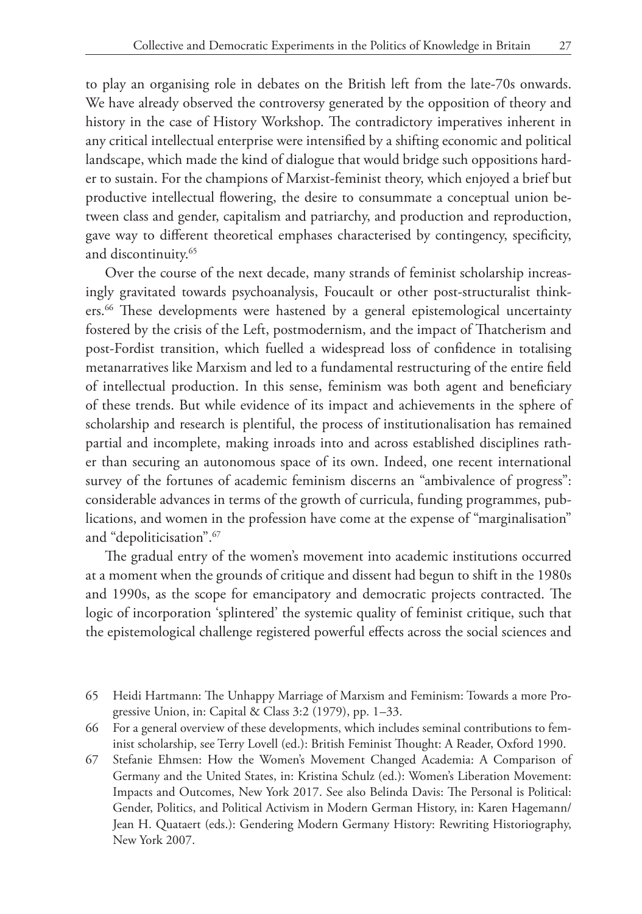to play an organising role in debates on the British left from the late-70s onwards. We have already observed the controversy generated by the opposition of theory and history in the case of History Workshop. The contradictory imperatives inherent in any critical intellectual enterprise were intensified by a shifting economic and political landscape, which made the kind of dialogue that would bridge such oppositions harder to sustain. For the champions of Marxist-feminist theory, which enjoyed a brief but productive intellectual flowering, the desire to consummate a conceptual union between class and gender, capitalism and patriarchy, and production and reproduction, gave way to different theoretical emphases characterised by contingency, specificity, and discontinuity.[65]

Over the course of the next decade, many strands of feminist scholarship increasingly gravitated towards psychoanalysis, Foucault or other post-structuralist thinkers.[66] These developments were hastened by a general epistemological uncertainty fostered by the crisis of the Left, postmodernism, and the impact of Thatcherism and post-Fordist transition, which fuelled a widespread loss of confidence in totalising metanarratives like Marxism and led to a fundamental restructuring of the entire field of intellectual production. In this sense, feminism was both agent and beneficiary of these trends. But while evidence of its impact and achievements in the sphere of scholarship and research is plentiful, the process of institutionalisation has remained partial and incomplete, making inroads into and across established disciplines rather than securing an autonomous space of its own. Indeed, one recent international survey of the fortunes of academic feminism discerns an "ambivalence of progress": considerable advances in terms of the growth of curricula, funding programmes, publications, and women in the profession have come at the expense of "marginalisation" and "depoliticisation".[67]

The gradual entry of the women's movement into academic institutions occurred at a moment when the grounds of critique and dissent had begun to shift in the 1980s and 1990s, as the scope for emancipatory and democratic projects contracted. The logic of incorporation 'splintered' the systemic quality of feminist critique, such that the epistemological challenge registered powerful effects across the social sciences and

---

65 Heidi Hartmann: The Unhappy Marriage of Marxism and Feminism: Towards a more Progressive Union, in: Capital & Class 3:2 (1979), pp. 1–33.

66 For a general overview of these developments, which includes seminal contributions to feminist scholarship, see Terry Lovell (ed.): British Feminist Thought: A Reader, Oxford 1990.

67 Stefanie Ehmsen: How the Women's Movement Changed Academia: A Comparison of Germany and the United States, in: Kristina Schulz (ed.): Women's Liberation Movement: Impacts and Outcomes, New York 2017. See also Belinda Davis: The Personal is Political: Gender, Politics, and Political Activism in Modern German History, in: Karen Hagemann/Jean H. Quataert (eds.): Gendering Modern Germany History: Rewriting Historiography, New York 2007.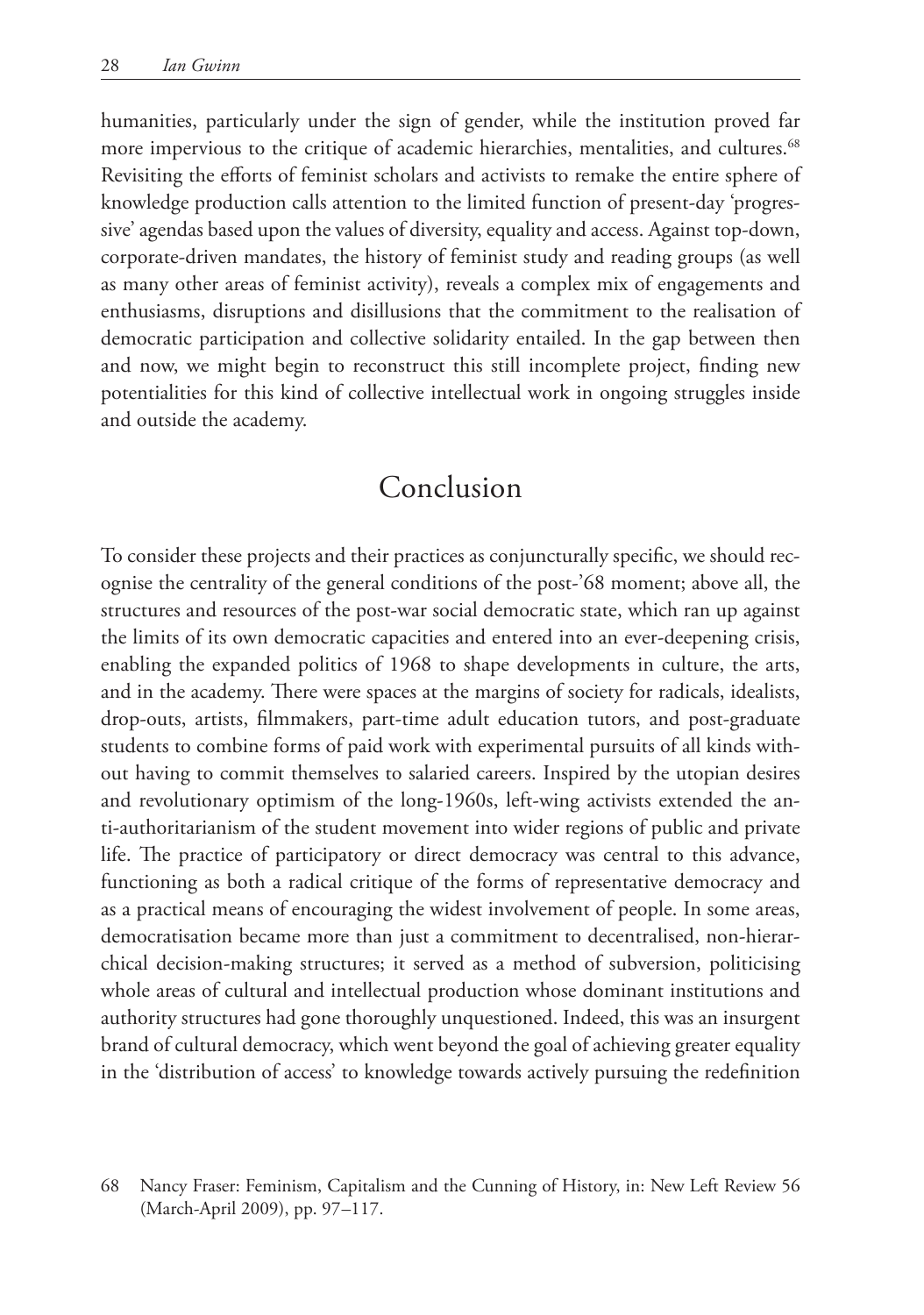humanities, particularly under the sign of gender, while the institution proved far more impervious to the critique of academic hierarchies, mentalities, and cultures.[68] Revisiting the efforts of feminist scholars and activists to remake the entire sphere of knowledge production calls attention to the limited function of present-day 'progressive' agendas based upon the values of diversity, equality and access. Against top-down, corporate-driven mandates, the history of feminist study and reading groups (as well as many other areas of feminist activity), reveals a complex mix of engagements and enthusiasms, disruptions and disillusions that the commitment to the realisation of democratic participation and collective solidarity entailed. In the gap between then and now, we might begin to reconstruct this still incomplete project, finding new potentialities for this kind of collective intellectual work in ongoing struggles inside and outside the academy.

## Conclusion

To consider these projects and their practices as conjuncturally specific, we should recognise the centrality of the general conditions of the post-'68 moment; above all, the structures and resources of the post-war social democratic state, which ran up against the limits of its own democratic capacities and entered into an ever-deepening crisis, enabling the expanded politics of 1968 to shape developments in culture, the arts, and in the academy. There were spaces at the margins of society for radicals, idealists, drop-outs, artists, filmmakers, part-time adult education tutors, and post-graduate students to combine forms of paid work with experimental pursuits of all kinds without having to commit themselves to salaried careers. Inspired by the utopian desires and revolutionary optimism of the long-1960s, left-wing activists extended the anti-authoritarianism of the student movement into wider regions of public and private life. The practice of participatory or direct democracy was central to this advance, functioning as both a radical critique of the forms of representative democracy and as a practical means of encouraging the widest involvement of people. In some areas, democratisation became more than just a commitment to decentralised, non-hierarchical decision-making structures; it served as a method of subversion, politicising whole areas of cultural and intellectual production whose dominant institutions and authority structures had gone thoroughly unquestioned. Indeed, this was an insurgent brand of cultural democracy, which went beyond the goal of achieving greater equality in the 'distribution of access' to knowledge towards actively pursuing the redefinition

68 Nancy Fraser: Feminism, Capitalism and the Cunning of History, in: New Left Review 56 (March-April 2009), pp. 97–117.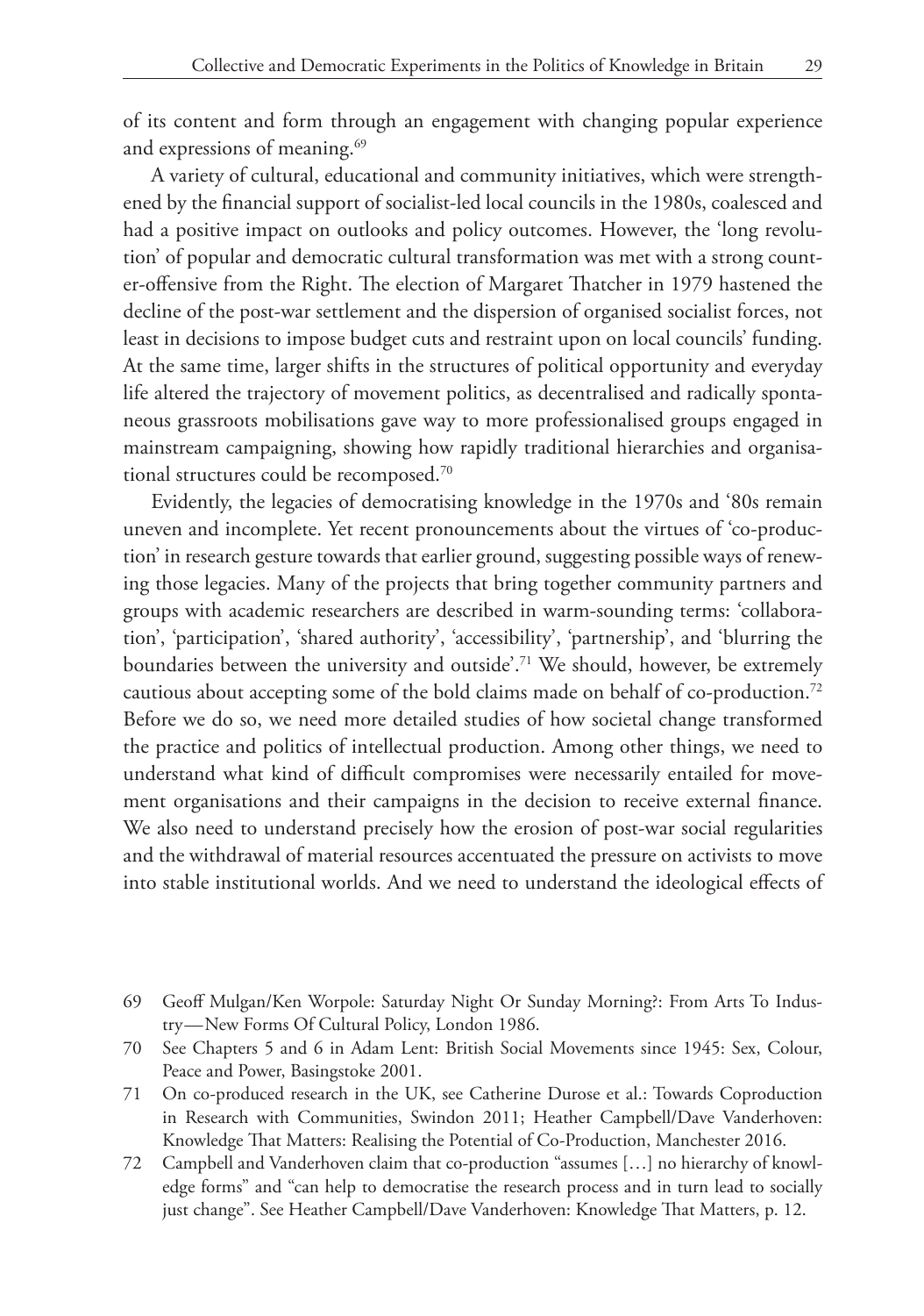of its content and form through an engagement with changing popular experience and expressions of meaning.[69]

A variety of cultural, educational and community initiatives, which were strengthened by the financial support of socialist-led local councils in the 1980s, coalesced and had a positive impact on outlooks and policy outcomes. However, the 'long revolution' of popular and democratic cultural transformation was met with a strong counter-offensive from the Right. The election of Margaret Thatcher in 1979 hastened the decline of the post-war settlement and the dispersion of organised socialist forces, not least in decisions to impose budget cuts and restraint upon on local councils' funding. At the same time, larger shifts in the structures of political opportunity and everyday life altered the trajectory of movement politics, as decentralised and radically spontaneous grassroots mobilisations gave way to more professionalised groups engaged in mainstream campaigning, showing how rapidly traditional hierarchies and organisational structures could be recomposed.[70]

Evidently, the legacies of democratising knowledge in the 1970s and '80s remain uneven and incomplete. Yet recent pronouncements about the virtues of 'co-production' in research gesture towards that earlier ground, suggesting possible ways of renewing those legacies. Many of the projects that bring together community partners and groups with academic researchers are described in warm-sounding terms: 'collaboration', 'participation', 'shared authority', 'accessibility', 'partnership', and 'blurring the boundaries between the university and outside'.[71] We should, however, be extremely cautious about accepting some of the bold claims made on behalf of co-production.[72] Before we do so, we need more detailed studies of how societal change transformed the practice and politics of intellectual production. Among other things, we need to understand what kind of difficult compromises were necessarily entailed for movement organisations and their campaigns in the decision to receive external finance. We also need to understand precisely how the erosion of post-war social regularities and the withdrawal of material resources accentuated the pressure on activists to move into stable institutional worlds. And we need to understand the ideological effects of

69 Geoff Mulgan/Ken Worpole: Saturday Night Or Sunday Morning?: From Arts To Industry—New Forms Of Cultural Policy, London 1986.

70 See Chapters 5 and 6 in Adam Lent: British Social Movements since 1945: Sex, Colour, Peace and Power, Basingstoke 2001.

71 On co-produced research in the UK, see Catherine Durose et al.: Towards Coproduction in Research with Communities, Swindon 2011; Heather Campbell/Dave Vanderhoven: Knowledge That Matters: Realising the Potential of Co-Production, Manchester 2016.

72 Campbell and Vanderhoven claim that co-production "assumes […] no hierarchy of knowledge forms" and "can help to democratise the research process and in turn lead to socially just change". See Heather Campbell/Dave Vanderhoven: Knowledge That Matters, p. 12.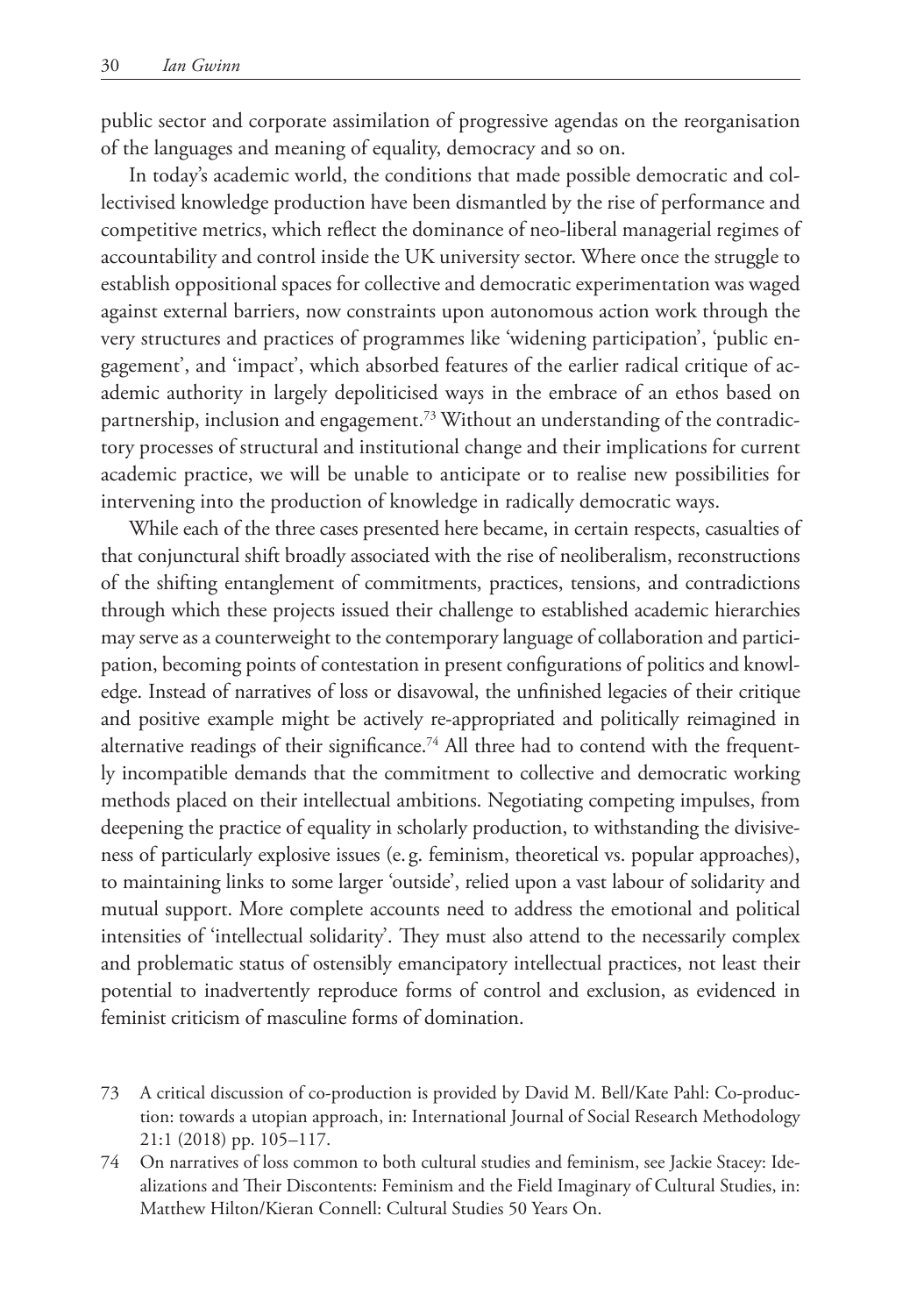public sector and corporate assimilation of progressive agendas on the reorganisation of the languages and meaning of equality, democracy and so on.

In today's academic world, the conditions that made possible democratic and collectivised knowledge production have been dismantled by the rise of performance and competitive metrics, which reflect the dominance of neo-liberal managerial regimes of accountability and control inside the UK university sector. Where once the struggle to establish oppositional spaces for collective and democratic experimentation was waged against external barriers, now constraints upon autonomous action work through the very structures and practices of programmes like 'widening participation', 'public engagement', and 'impact', which absorbed features of the earlier radical critique of academic authority in largely depoliticised ways in the embrace of an ethos based on partnership, inclusion and engagement.[73] Without an understanding of the contradictory processes of structural and institutional change and their implications for current academic practice, we will be unable to anticipate or to realise new possibilities for intervening into the production of knowledge in radically democratic ways.

While each of the three cases presented here became, in certain respects, casualties of that conjunctural shift broadly associated with the rise of neoliberalism, reconstructions of the shifting entanglement of commitments, practices, tensions, and contradictions through which these projects issued their challenge to established academic hierarchies may serve as a counterweight to the contemporary language of collaboration and participation, becoming points of contestation in present configurations of politics and knowledge. Instead of narratives of loss or disavowal, the unfinished legacies of their critique and positive example might be actively re-appropriated and politically reimagined in alternative readings of their significance.[74] All three had to contend with the frequently incompatible demands that the commitment to collective and democratic working methods placed on their intellectual ambitions. Negotiating competing impulses, from deepening the practice of equality in scholarly production, to withstanding the divisiveness of particularly explosive issues (e.g. feminism, theoretical vs. popular approaches), to maintaining links to some larger 'outside', relied upon a vast labour of solidarity and mutual support. More complete accounts need to address the emotional and political intensities of 'intellectual solidarity'. They must also attend to the necessarily complex and problematic status of ostensibly emancipatory intellectual practices, not least their potential to inadvertently reproduce forms of control and exclusion, as evidenced in feminist criticism of masculine forms of domination.

73 A critical discussion of co-production is provided by David M. Bell/Kate Pahl: Co-production: towards a utopian approach, in: International Journal of Social Research Methodology 21:1 (2018) pp. 105–117.

74 On narratives of loss common to both cultural studies and feminism, see Jackie Stacey: Idealizations and Their Discontents: Feminism and the Field Imaginary of Cultural Studies, in: Matthew Hilton/Kieran Connell: Cultural Studies 50 Years On.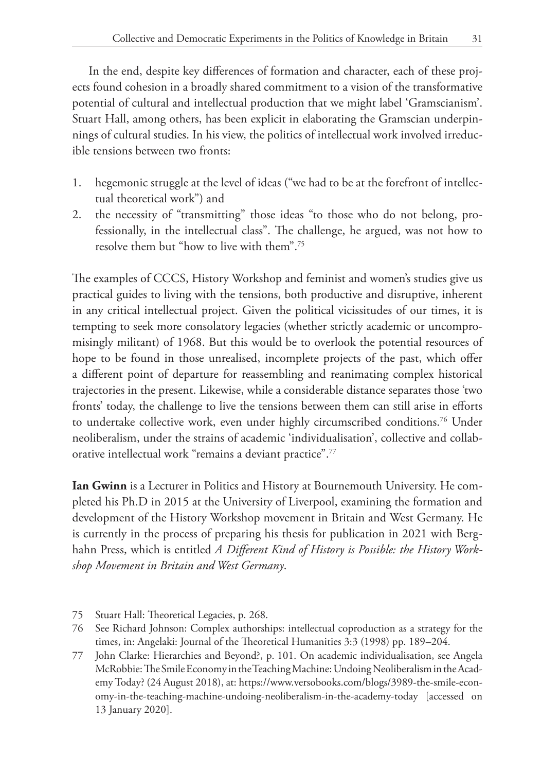In the end, despite key differences of formation and character, each of these projects found cohesion in a broadly shared commitment to a vision of the transformative potential of cultural and intellectual production that we might label 'Gramscianism'. Stuart Hall, among others, has been explicit in elaborating the Gramscian underpinnings of cultural studies. In his view, the politics of intellectual work involved irreducible tensions between two fronts:

1. hegemonic struggle at the level of ideas ("we had to be at the forefront of intellectual theoretical work") and
2. the necessity of "transmitting" those ideas "to those who do not belong, professionally, in the intellectual class". The challenge, he argued, was not how to resolve them but "how to live with them".[75]

The examples of CCCS, History Workshop and feminist and women's studies give us practical guides to living with the tensions, both productive and disruptive, inherent in any critical intellectual project. Given the political vicissitudes of our times, it is tempting to seek more consolatory legacies (whether strictly academic or uncompromisingly militant) of 1968. But this would be to overlook the potential resources of hope to be found in those unrealised, incomplete projects of the past, which offer a different point of departure for reassembling and reanimating complex historical trajectories in the present. Likewise, while a considerable distance separates those 'two fronts' today, the challenge to live the tensions between them can still arise in efforts to undertake collective work, even under highly circumscribed conditions.[76] Under neoliberalism, under the strains of academic 'individualisation', collective and collaborative intellectual work "remains a deviant practice".[77]

**Ian Gwinn** is a Lecturer in Politics and History at Bournemouth University. He completed his Ph.D in 2015 at the University of Liverpool, examining the formation and development of the History Workshop movement in Britain and West Germany. He is currently in the process of preparing his thesis for publication in 2021 with Berghahn Press, which is entitled *A Different Kind of History is Possible: the History Workshop Movement in Britain and West Germany*.

75 Stuart Hall: Theoretical Legacies, p. 268.

76 See Richard Johnson: Complex authorships: intellectual coproduction as a strategy for the times, in: Angelaki: Journal of the Theoretical Humanities 3:3 (1998) pp. 189–204.

77 John Clarke: Hierarchies and Beyond?, p. 101. On academic individualisation, see Angela McRobbie: The Smile Economy in the Teaching Machine: Undoing Neoliberalism in the Academy Today? (24 August 2018), at: https://www.versobooks.com/blogs/3989-the-smile-economy-in-the-teaching-machine-undoing-neoliberalism-in-the-academy-today [accessed on 13 January 2020].